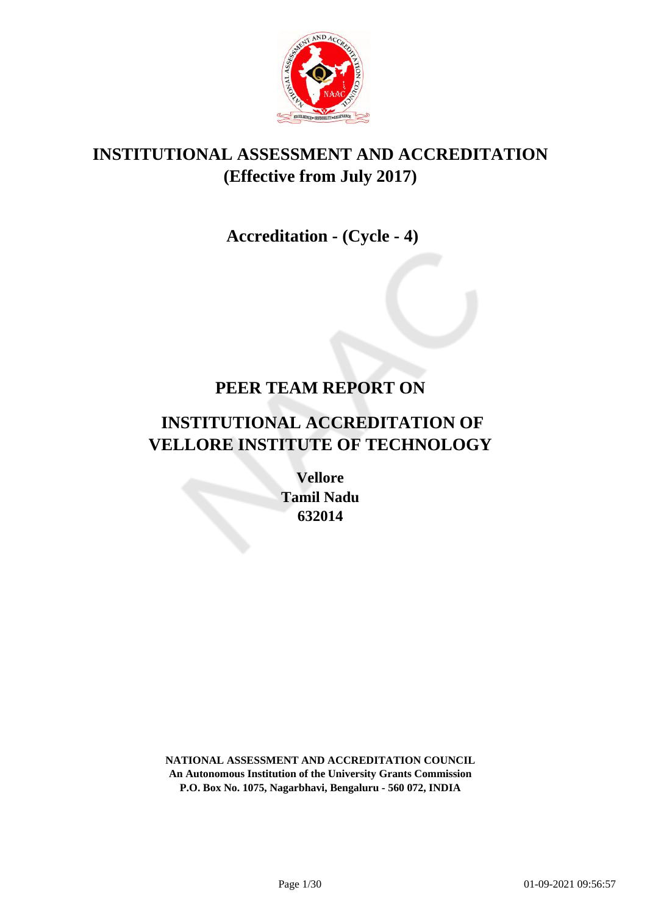# INSTITUTIONAL ASSESSMENT AND ACCREDITATION
## (Effective from July 2017)

## Accreditation - (Cycle - 4)

# PEER TEAM REPORT ON

# INSTITUTIONAL ACCREDITATION OF VELLORE INSTITUTE OF TECHNOLOGY

**Vellore**
**Tamil Nadu**
**632014**

**NATIONAL ASSESSMENT AND ACCREDITATION COUNCIL**
**An Autonomous Institution of the University Grants Commission**
**P.O. Box No. 1075, Nagarbhavi, Bengaluru - 560 072, INDIA**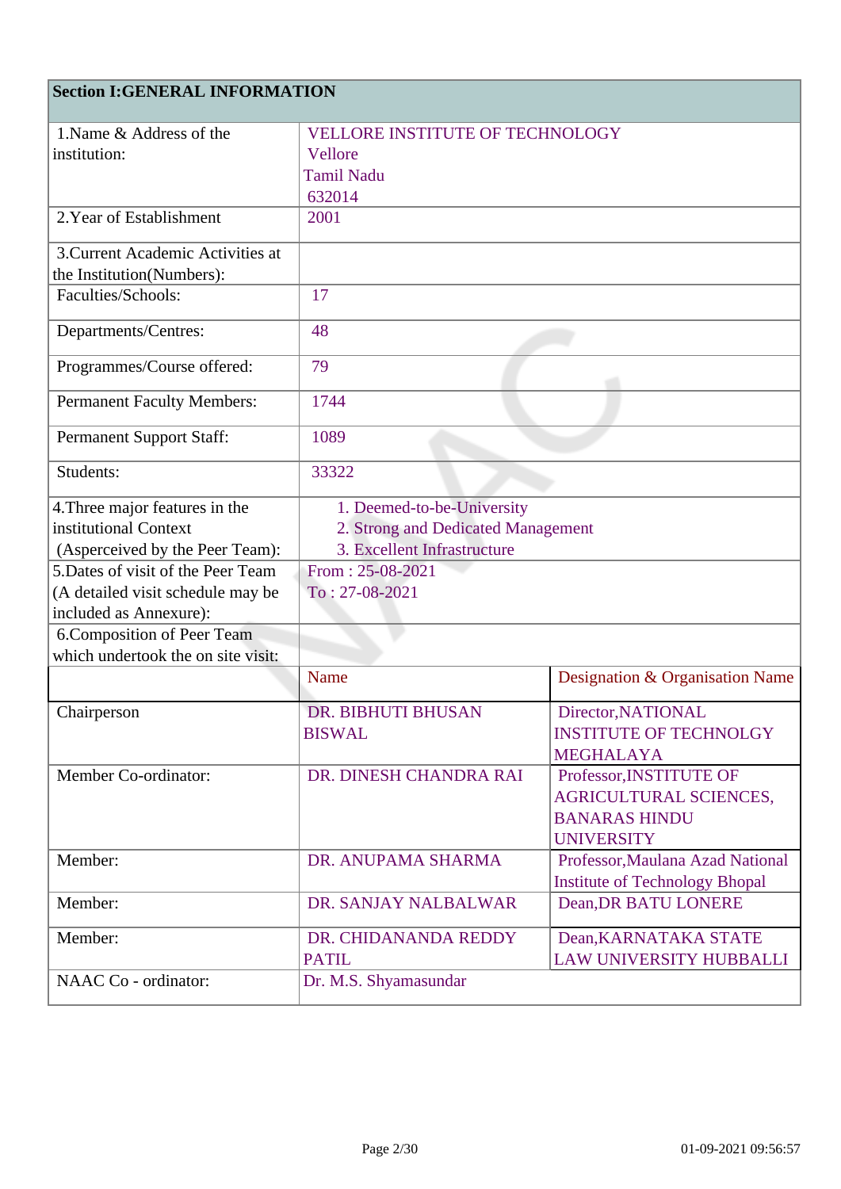## Section I:GENERAL INFORMATION

| | | |
|---|---|---|
| 1.Name & Address of the institution: | VELLORE INSTITUTE OF TECHNOLOGY<br>Vellore<br>Tamil Nadu<br>632014 | |
| 2.Year of Establishment | 2001 | |
| 3.Current Academic Activities at the Institution(Numbers): | | |
| Faculties/Schools: | 17 | |
| Departments/Centres: | 48 | |
| Programmes/Course offered: | 79 | |
| Permanent Faculty Members: | 1744 | |
| Permanent Support Staff: | 1089 | |
| Students: | 33322 | |
| 4.Three major features in the institutional Context (Asperceived by the Peer Team): | 1. Deemed-to-be-University<br>2. Strong and Dedicated Management<br>3. Excellent Infrastructure | |
| 5.Dates of visit of the Peer Team (A detailed visit schedule may be included as Annexure): | From : 25-08-2021<br>To : 27-08-2021 | |
| 6.Composition of Peer Team which undertook the on site visit: | | |
| | Name | Designation & Organisation Name |
| Chairperson | DR. BIBHUTI BHUSAN BISWAL | Director,NATIONAL INSTITUTE OF TECHNOLGY MEGHALAYA |
| Member Co-ordinator: | DR. DINESH CHANDRA RAI | Professor,INSTITUTE OF AGRICULTURAL SCIENCES, BANARAS HINDU UNIVERSITY |
| Member: | DR. ANUPAMA SHARMA | Professor,Maulana Azad National Institute of Technology Bhopal |
| Member: | DR. SANJAY NALBALWAR | Dean,DR BATU LONERE |
| Member: | DR. CHIDANANDA REDDY PATIL | Dean,KARNATAKA STATE LAW UNIVERSITY HUBBALLI |
| NAAC Co - ordinator: | Dr. M.S. Shyamasundar | |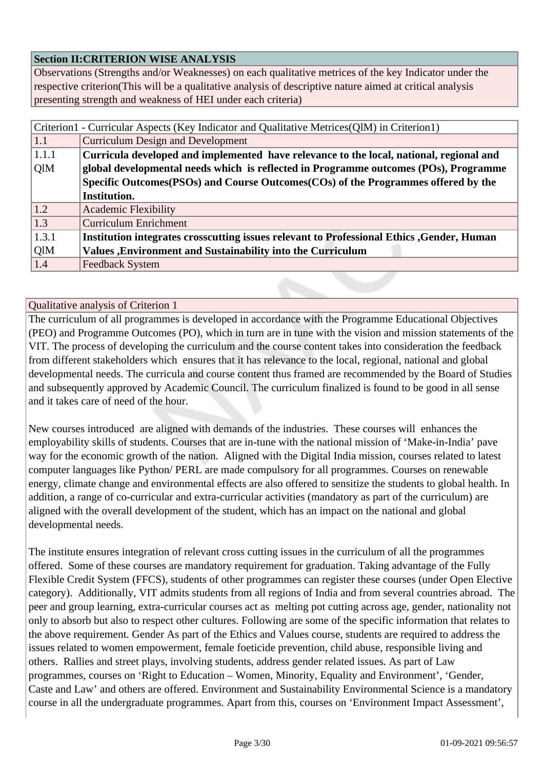| Section II:CRITERION WISE ANALYSIS |
|---|
| Observations (Strengths and/or Weaknesses) on each qualitative metrices of the key Indicator under the respective criterion(This will be a qualitative analysis of descriptive nature aimed at critical analysis presenting strength and weakness of HEI under each criteria) |

| Criterion1 - Curricular Aspects (Key Indicator and Qualitative Metrices(QlM) in Criterion1) | |
|---|---|
| 1.1 | Curriculum Design and Development |
| 1.1.1 QlM | **Curricula developed and implemented have relevance to the local, national, regional and global developmental needs which is reflected in Programme outcomes (POs), Programme Specific Outcomes(PSOs) and Course Outcomes(COs) of the Programmes offered by the Institution.** |
| 1.2 | Academic Flexibility |
| 1.3 | Curriculum Enrichment |
| 1.3.1 QlM | **Institution integrates crosscutting issues relevant to Professional Ethics ,Gender, Human Values ,Environment and Sustainability into the Curriculum** |
| 1.4 | Feedback System |

Qualitative analysis of Criterion 1

The curriculum of all programmes is developed in accordance with the Programme Educational Objectives (PEO) and Programme Outcomes (PO), which in turn are in tune with the vision and mission statements of the VIT. The process of developing the curriculum and the course content takes into consideration the feedback from different stakeholders which ensures that it has relevance to the local, regional, national and global developmental needs. The curricula and course content thus framed are recommended by the Board of Studies and subsequently approved by Academic Council. The curriculum finalized is found to be good in all sense and it takes care of need of the hour.

New courses introduced are aligned with demands of the industries. These courses will enhances the employability skills of students. Courses that are in-tune with the national mission of 'Make-in-India' pave way for the economic growth of the nation. Aligned with the Digital India mission, courses related to latest computer languages like Python/ PERL are made compulsory for all programmes. Courses on renewable energy, climate change and environmental effects are also offered to sensitize the students to global health. In addition, a range of co-curricular and extra-curricular activities (mandatory as part of the curriculum) are aligned with the overall development of the student, which has an impact on the national and global developmental needs.

The institute ensures integration of relevant cross cutting issues in the curriculum of all the programmes offered. Some of these courses are mandatory requirement for graduation. Taking advantage of the Fully Flexible Credit System (FFCS), students of other programmes can register these courses (under Open Elective category). Additionally, VIT admits students from all regions of India and from several countries abroad. The peer and group learning, extra-curricular courses act as melting pot cutting across age, gender, nationality not only to absorb but also to respect other cultures. Following are some of the specific information that relates to the above requirement. Gender As part of the Ethics and Values course, students are required to address the issues related to women empowerment, female foeticide prevention, child abuse, responsible living and others. Rallies and street plays, involving students, address gender related issues. As part of Law programmes, courses on 'Right to Education – Women, Minority, Equality and Environment', 'Gender, Caste and Law' and others are offered. Environment and Sustainability Environmental Science is a mandatory course in all the undergraduate programmes. Apart from this, courses on 'Environment Impact Assessment',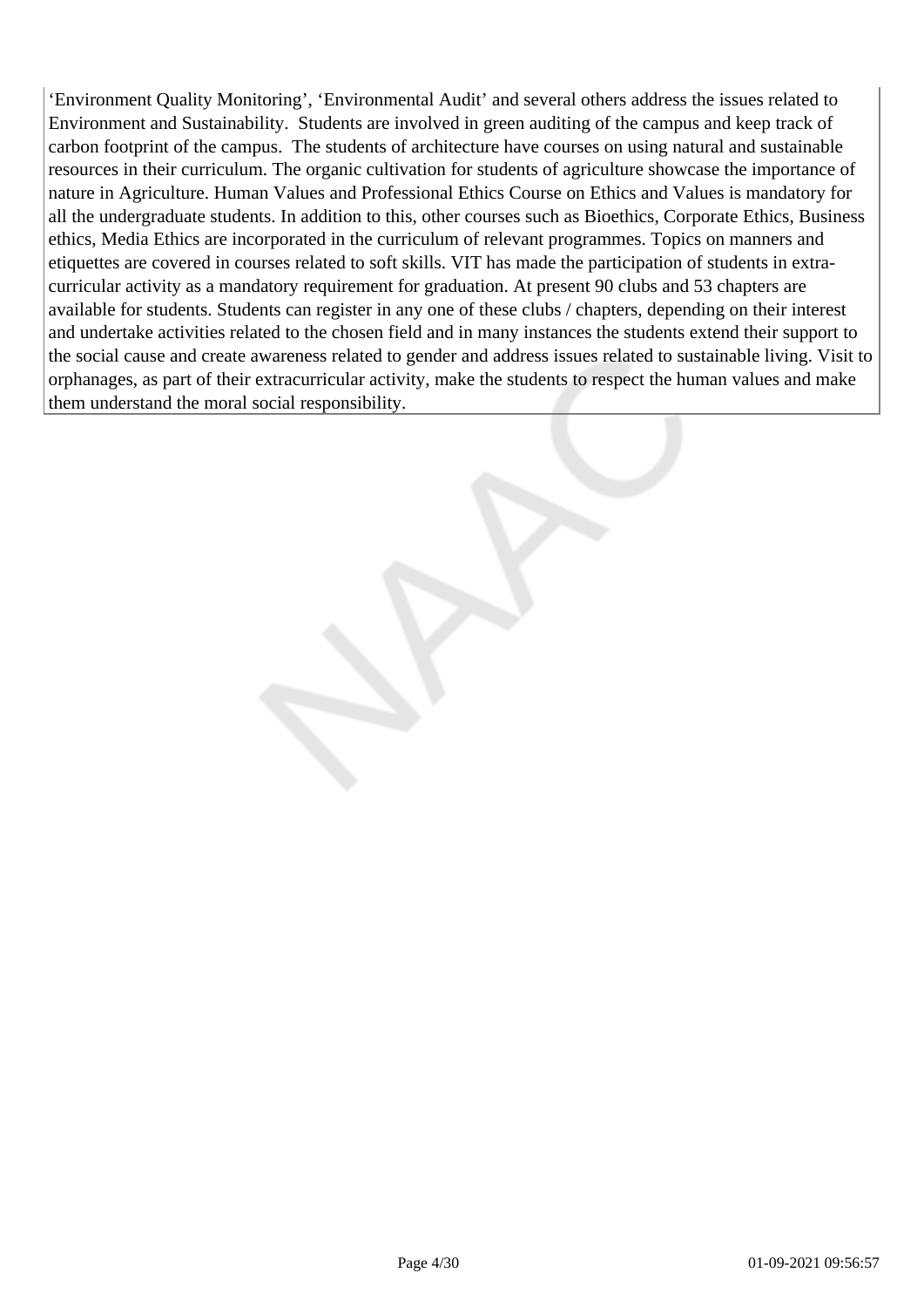'Environment Quality Monitoring', 'Environmental Audit' and several others address the issues related to Environment and Sustainability. Students are involved in green auditing of the campus and keep track of carbon footprint of the campus. The students of architecture have courses on using natural and sustainable resources in their curriculum. The organic cultivation for students of agriculture showcase the importance of nature in Agriculture. Human Values and Professional Ethics Course on Ethics and Values is mandatory for all the undergraduate students. In addition to this, other courses such as Bioethics, Corporate Ethics, Business ethics, Media Ethics are incorporated in the curriculum of relevant programmes. Topics on manners and etiquettes are covered in courses related to soft skills. VIT has made the participation of students in extra-curricular activity as a mandatory requirement for graduation. At present 90 clubs and 53 chapters are available for students. Students can register in any one of these clubs / chapters, depending on their interest and undertake activities related to the chosen field and in many instances the students extend their support to the social cause and create awareness related to gender and address issues related to sustainable living. Visit to orphanages, as part of their extracurricular activity, make the students to respect the human values and make them understand the moral social responsibility.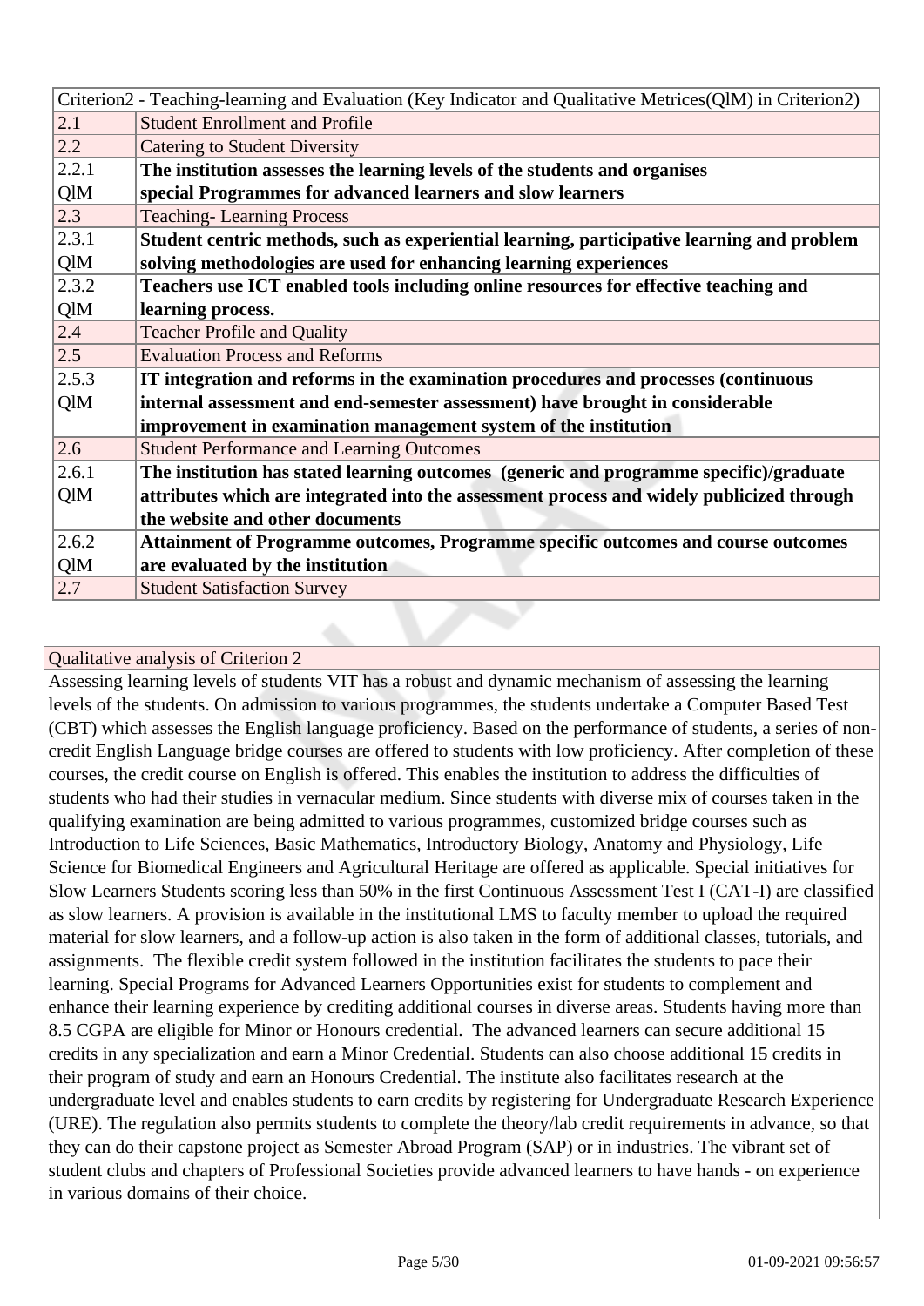| Criterion2 - Teaching-learning and Evaluation (Key Indicator and Qualitative Metrices(QlM) in Criterion2) | |
|---|---|
| 2.1 | Student Enrollment and Profile |
| 2.2 | Catering to Student Diversity |
| 2.2.1 QlM | **The institution assesses the learning levels of the students and organises special Programmes for advanced learners and slow learners** |
| 2.3 | Teaching- Learning Process |
| 2.3.1 QlM | **Student centric methods, such as experiential learning, participative learning and problem solving methodologies are used for enhancing learning experiences** |
| 2.3.2 QlM | **Teachers use ICT enabled tools including online resources for effective teaching and learning process.** |
| 2.4 | Teacher Profile and Quality |
| 2.5 | Evaluation Process and Reforms |
| 2.5.3 QlM | **IT integration and reforms in the examination procedures and processes (continuous internal assessment and end-semester assessment) have brought in considerable improvement in examination management system of the institution** |
| 2.6 | Student Performance and Learning Outcomes |
| 2.6.1 QlM | **The institution has stated learning outcomes (generic and programme specific)/graduate attributes which are integrated into the assessment process and widely publicized through the website and other documents** |
| 2.6.2 QlM | **Attainment of Programme outcomes, Programme specific outcomes and course outcomes are evaluated by the institution** |
| 2.7 | Student Satisfaction Survey |

Qualitative analysis of Criterion 2

Assessing learning levels of students VIT has a robust and dynamic mechanism of assessing the learning levels of the students. On admission to various programmes, the students undertake a Computer Based Test (CBT) which assesses the English language proficiency. Based on the performance of students, a series of non-credit English Language bridge courses are offered to students with low proficiency. After completion of these courses, the credit course on English is offered. This enables the institution to address the difficulties of students who had their studies in vernacular medium. Since students with diverse mix of courses taken in the qualifying examination are being admitted to various programmes, customized bridge courses such as Introduction to Life Sciences, Basic Mathematics, Introductory Biology, Anatomy and Physiology, Life Science for Biomedical Engineers and Agricultural Heritage are offered as applicable. Special initiatives for Slow Learners Students scoring less than 50% in the first Continuous Assessment Test I (CAT-I) are classified as slow learners. A provision is available in the institutional LMS to faculty member to upload the required material for slow learners, and a follow-up action is also taken in the form of additional classes, tutorials, and assignments. The flexible credit system followed in the institution facilitates the students to pace their learning. Special Programs for Advanced Learners Opportunities exist for students to complement and enhance their learning experience by crediting additional courses in diverse areas. Students having more than 8.5 CGPA are eligible for Minor or Honours credential. The advanced learners can secure additional 15 credits in any specialization and earn a Minor Credential. Students can also choose additional 15 credits in their program of study and earn an Honours Credential. The institute also facilitates research at the undergraduate level and enables students to earn credits by registering for Undergraduate Research Experience (URE). The regulation also permits students to complete the theory/lab credit requirements in advance, so that they can do their capstone project as Semester Abroad Program (SAP) or in industries. The vibrant set of student clubs and chapters of Professional Societies provide advanced learners to have hands - on experience in various domains of their choice.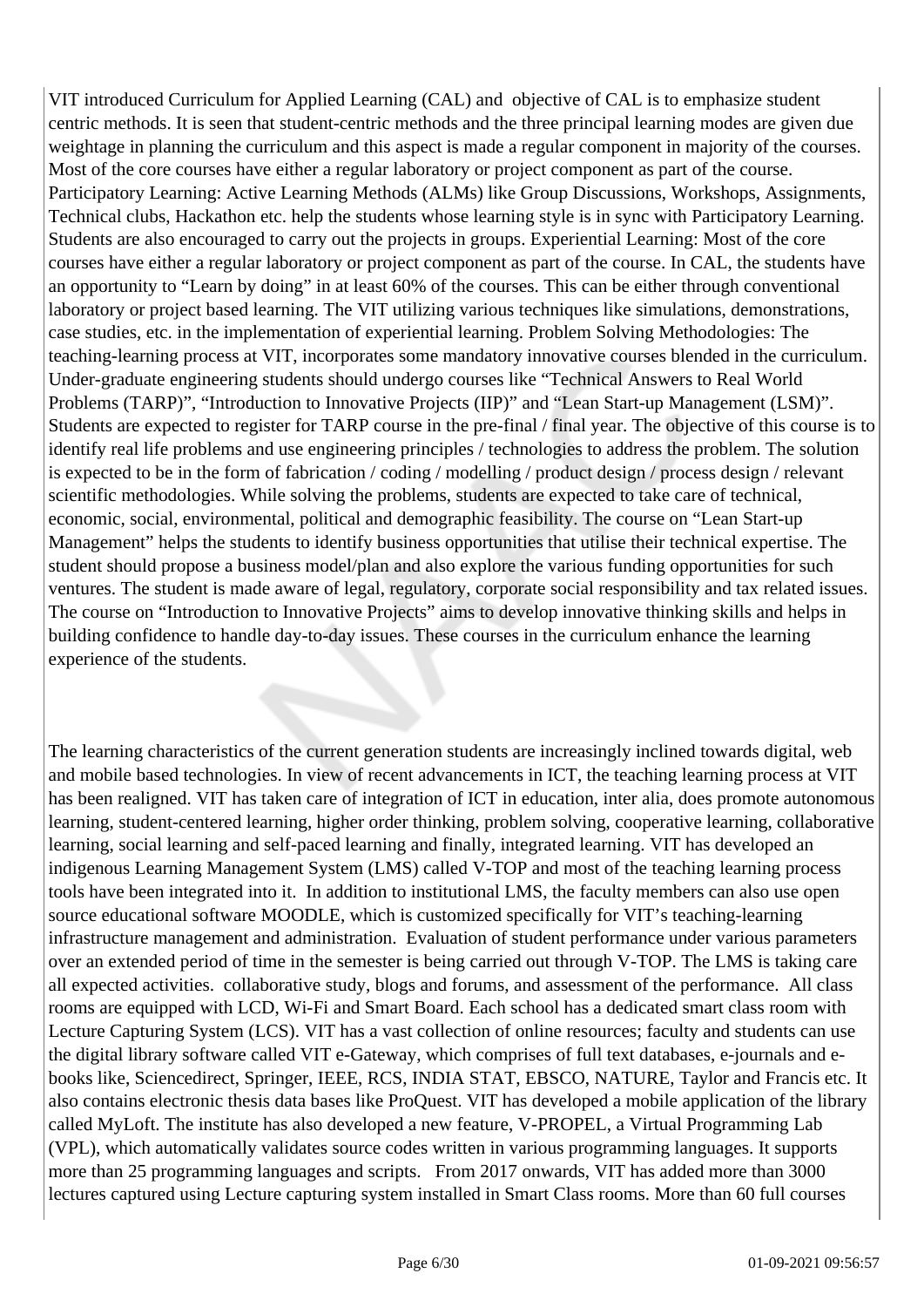VIT introduced Curriculum for Applied Learning (CAL) and objective of CAL is to emphasize student centric methods. It is seen that student-centric methods and the three principal learning modes are given due weightage in planning the curriculum and this aspect is made a regular component in majority of the courses. Most of the core courses have either a regular laboratory or project component as part of the course. Participatory Learning: Active Learning Methods (ALMs) like Group Discussions, Workshops, Assignments, Technical clubs, Hackathon etc. help the students whose learning style is in sync with Participatory Learning. Students are also encouraged to carry out the projects in groups. Experiential Learning: Most of the core courses have either a regular laboratory or project component as part of the course. In CAL, the students have an opportunity to "Learn by doing" in at least 60% of the courses. This can be either through conventional laboratory or project based learning. The VIT utilizing various techniques like simulations, demonstrations, case studies, etc. in the implementation of experiential learning. Problem Solving Methodologies: The teaching-learning process at VIT, incorporates some mandatory innovative courses blended in the curriculum. Under-graduate engineering students should undergo courses like "Technical Answers to Real World Problems (TARP)", "Introduction to Innovative Projects (IIP)" and "Lean Start-up Management (LSM)". Students are expected to register for TARP course in the pre-final / final year. The objective of this course is to identify real life problems and use engineering principles / technologies to address the problem. The solution is expected to be in the form of fabrication / coding / modelling / product design / process design / relevant scientific methodologies. While solving the problems, students are expected to take care of technical, economic, social, environmental, political and demographic feasibility. The course on "Lean Start-up Management" helps the students to identify business opportunities that utilise their technical expertise. The student should propose a business model/plan and also explore the various funding opportunities for such ventures. The student is made aware of legal, regulatory, corporate social responsibility and tax related issues. The course on "Introduction to Innovative Projects" aims to develop innovative thinking skills and helps in building confidence to handle day-to-day issues. These courses in the curriculum enhance the learning experience of the students.

The learning characteristics of the current generation students are increasingly inclined towards digital, web and mobile based technologies. In view of recent advancements in ICT, the teaching learning process at VIT has been realigned. VIT has taken care of integration of ICT in education, inter alia, does promote autonomous learning, student-centered learning, higher order thinking, problem solving, cooperative learning, collaborative learning, social learning and self-paced learning and finally, integrated learning. VIT has developed an indigenous Learning Management System (LMS) called V-TOP and most of the teaching learning process tools have been integrated into it. In addition to institutional LMS, the faculty members can also use open source educational software MOODLE, which is customized specifically for VIT's teaching-learning infrastructure management and administration. Evaluation of student performance under various parameters over an extended period of time in the semester is being carried out through V-TOP. The LMS is taking care all expected activities. collaborative study, blogs and forums, and assessment of the performance. All class rooms are equipped with LCD, Wi-Fi and Smart Board. Each school has a dedicated smart class room with Lecture Capturing System (LCS). VIT has a vast collection of online resources; faculty and students can use the digital library software called VIT e-Gateway, which comprises of full text databases, e-journals and e-books like, Sciencedirect, Springer, IEEE, RCS, INDIA STAT, EBSCO, NATURE, Taylor and Francis etc. It also contains electronic thesis data bases like ProQuest. VIT has developed a mobile application of the library called MyLoft. The institute has also developed a new feature, V-PROPEL, a Virtual Programming Lab (VPL), which automatically validates source codes written in various programming languages. It supports more than 25 programming languages and scripts. From 2017 onwards, VIT has added more than 3000 lectures captured using Lecture capturing system installed in Smart Class rooms. More than 60 full courses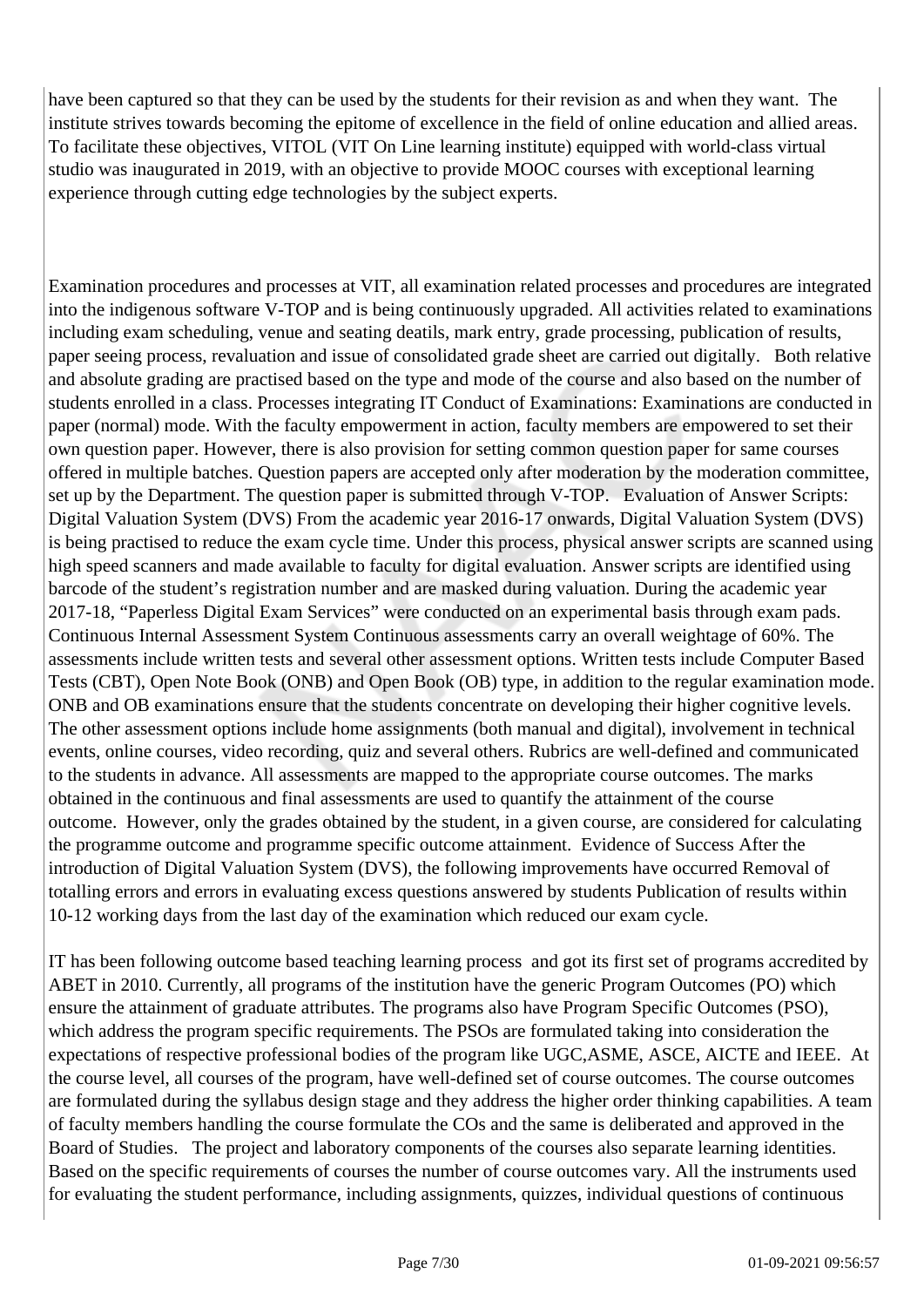have been captured so that they can be used by the students for their revision as and when they want. The institute strives towards becoming the epitome of excellence in the field of online education and allied areas. To facilitate these objectives, VITOL (VIT On Line learning institute) equipped with world-class virtual studio was inaugurated in 2019, with an objective to provide MOOC courses with exceptional learning experience through cutting edge technologies by the subject experts.

Examination procedures and processes at VIT, all examination related processes and procedures are integrated into the indigenous software V-TOP and is being continuously upgraded. All activities related to examinations including exam scheduling, venue and seating deatils, mark entry, grade processing, publication of results, paper seeing process, revaluation and issue of consolidated grade sheet are carried out digitally. Both relative and absolute grading are practised based on the type and mode of the course and also based on the number of students enrolled in a class. Processes integrating IT Conduct of Examinations: Examinations are conducted in paper (normal) mode. With the faculty empowerment in action, faculty members are empowered to set their own question paper. However, there is also provision for setting common question paper for same courses offered in multiple batches. Question papers are accepted only after moderation by the moderation committee, set up by the Department. The question paper is submitted through V-TOP. Evaluation of Answer Scripts: Digital Valuation System (DVS) From the academic year 2016-17 onwards, Digital Valuation System (DVS) is being practised to reduce the exam cycle time. Under this process, physical answer scripts are scanned using high speed scanners and made available to faculty for digital evaluation. Answer scripts are identified using barcode of the student's registration number and are masked during valuation. During the academic year 2017-18, "Paperless Digital Exam Services" were conducted on an experimental basis through exam pads. Continuous Internal Assessment System Continuous assessments carry an overall weightage of 60%. The assessments include written tests and several other assessment options. Written tests include Computer Based Tests (CBT), Open Note Book (ONB) and Open Book (OB) type, in addition to the regular examination mode. ONB and OB examinations ensure that the students concentrate on developing their higher cognitive levels. The other assessment options include home assignments (both manual and digital), involvement in technical events, online courses, video recording, quiz and several others. Rubrics are well-defined and communicated to the students in advance. All assessments are mapped to the appropriate course outcomes. The marks obtained in the continuous and final assessments are used to quantify the attainment of the course outcome. However, only the grades obtained by the student, in a given course, are considered for calculating the programme outcome and programme specific outcome attainment. Evidence of Success After the introduction of Digital Valuation System (DVS), the following improvements have occurred Removal of totalling errors and errors in evaluating excess questions answered by students Publication of results within 10-12 working days from the last day of the examination which reduced our exam cycle.

IT has been following outcome based teaching learning process and got its first set of programs accredited by ABET in 2010. Currently, all programs of the institution have the generic Program Outcomes (PO) which ensure the attainment of graduate attributes. The programs also have Program Specific Outcomes (PSO), which address the program specific requirements. The PSOs are formulated taking into consideration the expectations of respective professional bodies of the program like UGC,ASME, ASCE, AICTE and IEEE. At the course level, all courses of the program, have well-defined set of course outcomes. The course outcomes are formulated during the syllabus design stage and they address the higher order thinking capabilities. A team of faculty members handling the course formulate the COs and the same is deliberated and approved in the Board of Studies. The project and laboratory components of the courses also separate learning identities. Based on the specific requirements of courses the number of course outcomes vary. All the instruments used for evaluating the student performance, including assignments, quizzes, individual questions of continuous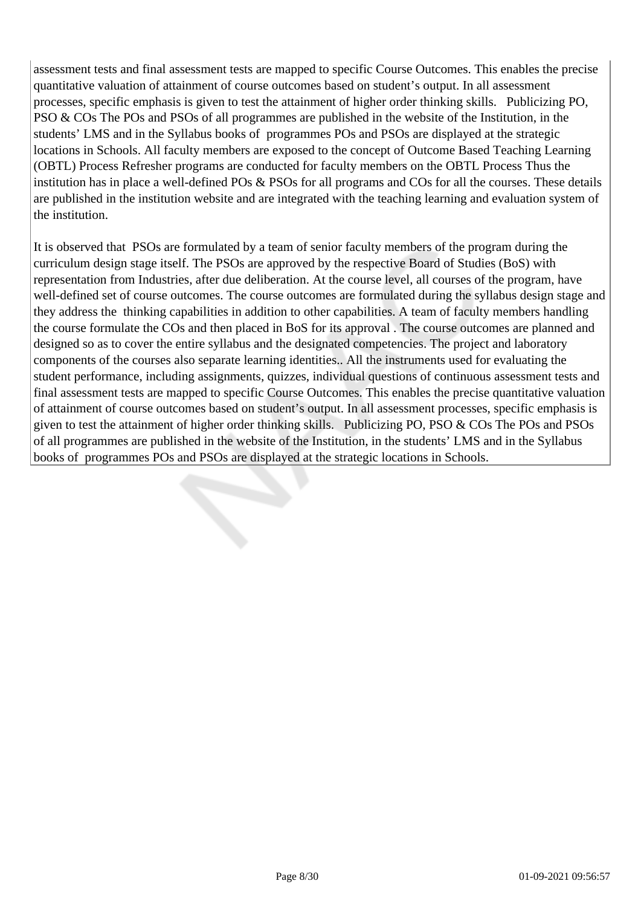assessment tests and final assessment tests are mapped to specific Course Outcomes. This enables the precise quantitative valuation of attainment of course outcomes based on student's output. In all assessment processes, specific emphasis is given to test the attainment of higher order thinking skills.   Publicizing PO, PSO & COs The POs and PSOs of all programmes are published in the website of the Institution, in the students' LMS and in the Syllabus books of  programmes POs and PSOs are displayed at the strategic locations in Schools. All faculty members are exposed to the concept of Outcome Based Teaching Learning (OBTL) Process Refresher programs are conducted for faculty members on the OBTL Process Thus the institution has in place a well-defined POs & PSOs for all programs and COs for all the courses. These details are published in the institution website and are integrated with the teaching learning and evaluation system of the institution.

It is observed that  PSOs are formulated by a team of senior faculty members of the program during the curriculum design stage itself. The PSOs are approved by the respective Board of Studies (BoS) with representation from Industries, after due deliberation. At the course level, all courses of the program, have well-defined set of course outcomes. The course outcomes are formulated during the syllabus design stage and they address the  thinking capabilities in addition to other capabilities. A team of faculty members handling the course formulate the COs and then placed in BoS for its approval . The course outcomes are planned and designed so as to cover the entire syllabus and the designated competencies. The project and laboratory components of the courses also separate learning identities.. All the instruments used for evaluating the student performance, including assignments, quizzes, individual questions of continuous assessment tests and final assessment tests are mapped to specific Course Outcomes. This enables the precise quantitative valuation of attainment of course outcomes based on student's output. In all assessment processes, specific emphasis is given to test the attainment of higher order thinking skills.   Publicizing PO, PSO & COs The POs and PSOs of all programmes are published in the website of the Institution, in the students' LMS and in the Syllabus books of  programmes POs and PSOs are displayed at the strategic locations in Schools.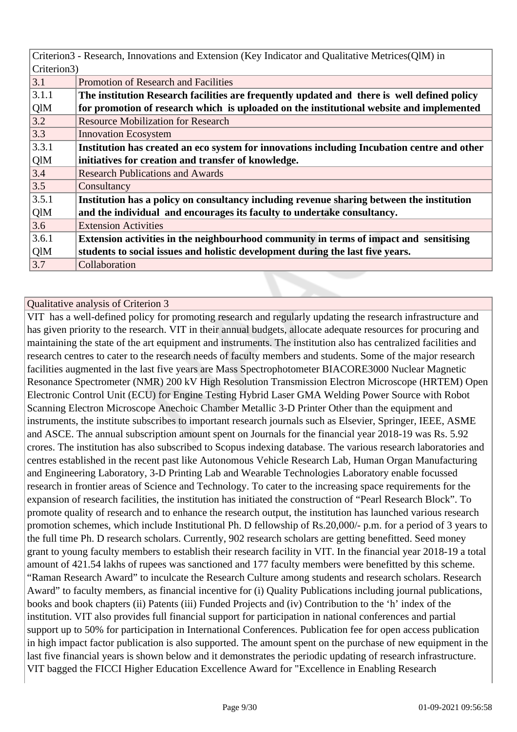| Criterion3 - Research, Innovations and Extension (Key Indicator and Qualitative Metrices(QlM) in Criterion3) | |
|---|---|
| 3.1 | Promotion of Research and Facilities |
| 3.1.1 QlM | **The institution Research facilities are frequently updated and there is well defined policy for promotion of research which is uploaded on the institutional website and implemented** |
| 3.2 | Resource Mobilization for Research |
| 3.3 | Innovation Ecosystem |
| 3.3.1 QlM | **Institution has created an eco system for innovations including Incubation centre and other initiatives for creation and transfer of knowledge.** |
| 3.4 | Research Publications and Awards |
| 3.5 | Consultancy |
| 3.5.1 QlM | **Institution has a policy on consultancy including revenue sharing between the institution and the individual and encourages its faculty to undertake consultancy.** |
| 3.6 | Extension Activities |
| 3.6.1 QlM | **Extension activities in the neighbourhood community in terms of impact and sensitising students to social issues and holistic development during the last five years.** |
| 3.7 | Collaboration |

Qualitative analysis of Criterion 3

VIT has a well-defined policy for promoting research and regularly updating the research infrastructure and has given priority to the research. VIT in their annual budgets, allocate adequate resources for procuring and maintaining the state of the art equipment and instruments. The institution also has centralized facilities and research centres to cater to the research needs of faculty members and students. Some of the major research facilities augmented in the last five years are Mass Spectrophotometer BIACORE3000 Nuclear Magnetic Resonance Spectrometer (NMR) 200 kV High Resolution Transmission Electron Microscope (HRTEM) Open Electronic Control Unit (ECU) for Engine Testing Hybrid Laser GMA Welding Power Source with Robot Scanning Electron Microscope Anechoic Chamber Metallic 3-D Printer Other than the equipment and instruments, the institute subscribes to important research journals such as Elsevier, Springer, IEEE, ASME and ASCE. The annual subscription amount spent on Journals for the financial year 2018-19 was Rs. 5.92 crores. The institution has also subscribed to Scopus indexing database. The various research laboratories and centres established in the recent past like Autonomous Vehicle Research Lab, Human Organ Manufacturing and Engineering Laboratory, 3-D Printing Lab and Wearable Technologies Laboratory enable focussed research in frontier areas of Science and Technology. To cater to the increasing space requirements for the expansion of research facilities, the institution has initiated the construction of "Pearl Research Block". To promote quality of research and to enhance the research output, the institution has launched various research promotion schemes, which include Institutional Ph. D fellowship of Rs.20,000/- p.m. for a period of 3 years to the full time Ph. D research scholars. Currently, 902 research scholars are getting benefitted. Seed money grant to young faculty members to establish their research facility in VIT. In the financial year 2018-19 a total amount of 421.54 lakhs of rupees was sanctioned and 177 faculty members were benefitted by this scheme. "Raman Research Award" to inculcate the Research Culture among students and research scholars. Research Award" to faculty members, as financial incentive for (i) Quality Publications including journal publications, books and book chapters (ii) Patents (iii) Funded Projects and (iv) Contribution to the 'h' index of the institution. VIT also provides full financial support for participation in national conferences and partial support up to 50% for participation in International Conferences. Publication fee for open access publication in high impact factor publication is also supported. The amount spent on the purchase of new equipment in the last five financial years is shown below and it demonstrates the periodic updating of research infrastructure. VIT bagged the FICCI Higher Education Excellence Award for "Excellence in Enabling Research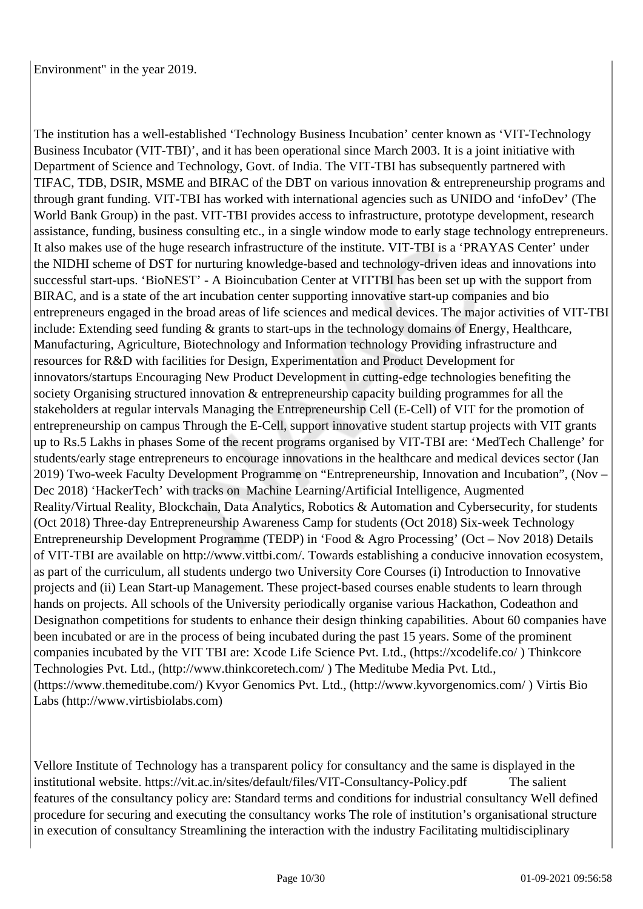Environment" in the year 2019.

The institution has a well-established 'Technology Business Incubation' center known as 'VIT-Technology Business Incubator (VIT-TBI)', and it has been operational since March 2003. It is a joint initiative with Department of Science and Technology, Govt. of India. The VIT-TBI has subsequently partnered with TIFAC, TDB, DSIR, MSME and BIRAC of the DBT on various innovation & entrepreneurship programs and through grant funding. VIT-TBI has worked with international agencies such as UNIDO and 'infoDev' (The World Bank Group) in the past. VIT-TBI provides access to infrastructure, prototype development, research assistance, funding, business consulting etc., in a single window mode to early stage technology entrepreneurs. It also makes use of the huge research infrastructure of the institute. VIT-TBI is a 'PRAYAS Center' under the NIDHI scheme of DST for nurturing knowledge-based and technology-driven ideas and innovations into successful start-ups. 'BioNEST' - A Bioincubation Center at VITTBI has been set up with the support from BIRAC, and is a state of the art incubation center supporting innovative start-up companies and bio entrepreneurs engaged in the broad areas of life sciences and medical devices. The major activities of VIT-TBI include: Extending seed funding & grants to start-ups in the technology domains of Energy, Healthcare, Manufacturing, Agriculture, Biotechnology and Information technology Providing infrastructure and resources for R&D with facilities for Design, Experimentation and Product Development for innovators/startups Encouraging New Product Development in cutting-edge technologies benefiting the society Organising structured innovation & entrepreneurship capacity building programmes for all the stakeholders at regular intervals Managing the Entrepreneurship Cell (E-Cell) of VIT for the promotion of entrepreneurship on campus Through the E-Cell, support innovative student startup projects with VIT grants up to Rs.5 Lakhs in phases Some of the recent programs organised by VIT-TBI are: 'MedTech Challenge' for students/early stage entrepreneurs to encourage innovations in the healthcare and medical devices sector (Jan 2019) Two-week Faculty Development Programme on "Entrepreneurship, Innovation and Incubation", (Nov – Dec 2018) 'HackerTech' with tracks on Machine Learning/Artificial Intelligence, Augmented Reality/Virtual Reality, Blockchain, Data Analytics, Robotics & Automation and Cybersecurity, for students (Oct 2018) Three-day Entrepreneurship Awareness Camp for students (Oct 2018) Six-week Technology Entrepreneurship Development Programme (TEDP) in 'Food & Agro Processing' (Oct – Nov 2018) Details of VIT-TBI are available on http://www.vittbi.com/. Towards establishing a conducive innovation ecosystem, as part of the curriculum, all students undergo two University Core Courses (i) Introduction to Innovative projects and (ii) Lean Start-up Management. These project-based courses enable students to learn through hands on projects. All schools of the University periodically organise various Hackathon, Codeathon and Designathon competitions for students to enhance their design thinking capabilities. About 60 companies have been incubated or are in the process of being incubated during the past 15 years. Some of the prominent companies incubated by the VIT TBI are: Xcode Life Science Pvt. Ltd., (https://xcodelife.co/ ) Thinkcore Technologies Pvt. Ltd., (http://www.thinkcoretech.com/ ) The Meditube Media Pvt. Ltd., (https://www.themeditube.com/) Kvyor Genomics Pvt. Ltd., (http://www.kyvorgenomics.com/ ) Virtis Bio Labs (http://www.virtisbiolabs.com)

Vellore Institute of Technology has a transparent policy for consultancy and the same is displayed in the institutional website. https://vit.ac.in/sites/default/files/VIT-Consultancy-Policy.pdf The salient features of the consultancy policy are: Standard terms and conditions for industrial consultancy Well defined procedure for securing and executing the consultancy works The role of institution's organisational structure in execution of consultancy Streamlining the interaction with the industry Facilitating multidisciplinary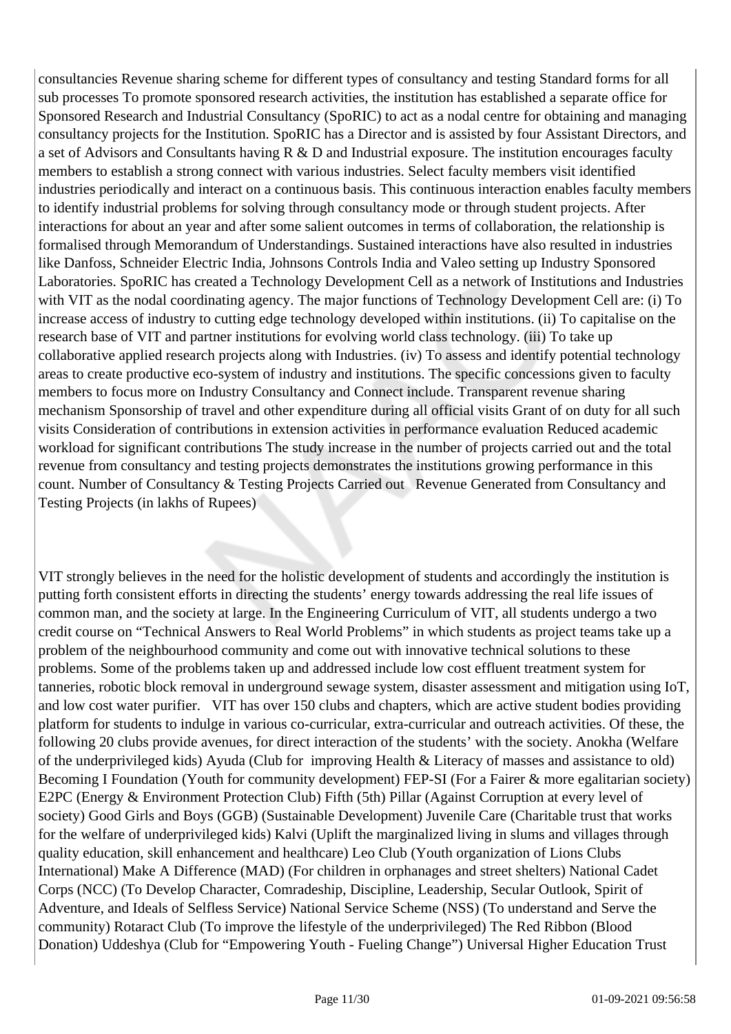consultancies Revenue sharing scheme for different types of consultancy and testing Standard forms for all sub processes To promote sponsored research activities, the institution has established a separate office for Sponsored Research and Industrial Consultancy (SpoRIC) to act as a nodal centre for obtaining and managing consultancy projects for the Institution. SpoRIC has a Director and is assisted by four Assistant Directors, and a set of Advisors and Consultants having R & D and Industrial exposure. The institution encourages faculty members to establish a strong connect with various industries. Select faculty members visit identified industries periodically and interact on a continuous basis. This continuous interaction enables faculty members to identify industrial problems for solving through consultancy mode or through student projects. After interactions for about an year and after some salient outcomes in terms of collaboration, the relationship is formalised through Memorandum of Understandings. Sustained interactions have also resulted in industries like Danfoss, Schneider Electric India, Johnsons Controls India and Valeo setting up Industry Sponsored Laboratories. SpoRIC has created a Technology Development Cell as a network of Institutions and Industries with VIT as the nodal coordinating agency. The major functions of Technology Development Cell are: (i) To increase access of industry to cutting edge technology developed within institutions. (ii) To capitalise on the research base of VIT and partner institutions for evolving world class technology. (iii) To take up collaborative applied research projects along with Industries. (iv) To assess and identify potential technology areas to create productive eco-system of industry and institutions. The specific concessions given to faculty members to focus more on Industry Consultancy and Connect include. Transparent revenue sharing mechanism Sponsorship of travel and other expenditure during all official visits Grant of on duty for all such visits Consideration of contributions in extension activities in performance evaluation Reduced academic workload for significant contributions The study increase in the number of projects carried out and the total revenue from consultancy and testing projects demonstrates the institutions growing performance in this count. Number of Consultancy & Testing Projects Carried out   Revenue Generated from Consultancy and Testing Projects (in lakhs of Rupees)

VIT strongly believes in the need for the holistic development of students and accordingly the institution is putting forth consistent efforts in directing the students' energy towards addressing the real life issues of common man, and the society at large. In the Engineering Curriculum of VIT, all students undergo a two credit course on "Technical Answers to Real World Problems" in which students as project teams take up a problem of the neighbourhood community and come out with innovative technical solutions to these problems. Some of the problems taken up and addressed include low cost effluent treatment system for tanneries, robotic block removal in underground sewage system, disaster assessment and mitigation using IoT, and low cost water purifier.   VIT has over 150 clubs and chapters, which are active student bodies providing platform for students to indulge in various co-curricular, extra-curricular and outreach activities. Of these, the following 20 clubs provide avenues, for direct interaction of the students' with the society. Anokha (Welfare of the underprivileged kids) Ayuda (Club for  improving Health & Literacy of masses and assistance to old) Becoming I Foundation (Youth for community development) FEP-SI (For a Fairer & more egalitarian society) E2PC (Energy & Environment Protection Club) Fifth (5th) Pillar (Against Corruption at every level of society) Good Girls and Boys (GGB) (Sustainable Development) Juvenile Care (Charitable trust that works for the welfare of underprivileged kids) Kalvi (Uplift the marginalized living in slums and villages through quality education, skill enhancement and healthcare) Leo Club (Youth organization of Lions Clubs International) Make A Difference (MAD) (For children in orphanages and street shelters) National Cadet Corps (NCC) (To Develop Character, Comradeship, Discipline, Leadership, Secular Outlook, Spirit of Adventure, and Ideals of Selfless Service) National Service Scheme (NSS) (To understand and Serve the community) Rotaract Club (To improve the lifestyle of the underprivileged) The Red Ribbon (Blood Donation) Uddeshya (Club for "Empowering Youth - Fueling Change") Universal Higher Education Trust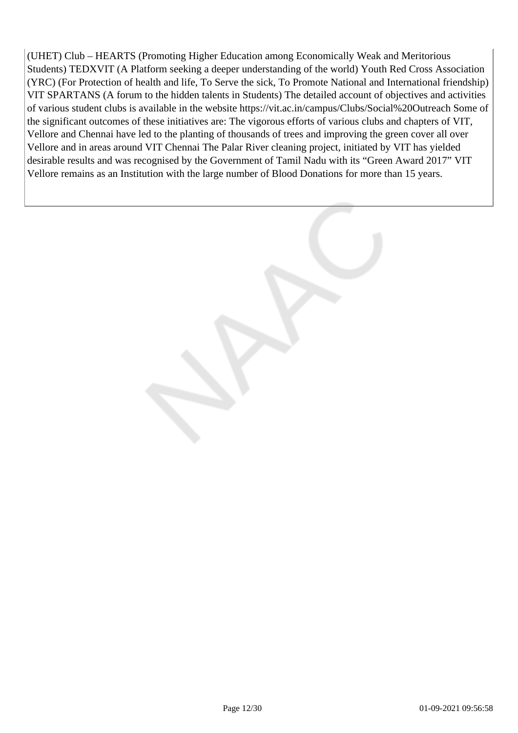(UHET) Club – HEARTS (Promoting Higher Education among Economically Weak and Meritorious Students) TEDXVIT (A Platform seeking a deeper understanding of the world) Youth Red Cross Association (YRC) (For Protection of health and life, To Serve the sick, To Promote National and International friendship) VIT SPARTANS (A forum to the hidden talents in Students) The detailed account of objectives and activities of various student clubs is available in the website https://vit.ac.in/campus/Clubs/Social%20Outreach Some of the significant outcomes of these initiatives are: The vigorous efforts of various clubs and chapters of VIT, Vellore and Chennai have led to the planting of thousands of trees and improving the green cover all over Vellore and in areas around VIT Chennai The Palar River cleaning project, initiated by VIT has yielded desirable results and was recognised by the Government of Tamil Nadu with its "Green Award 2017" VIT Vellore remains as an Institution with the large number of Blood Donations for more than 15 years.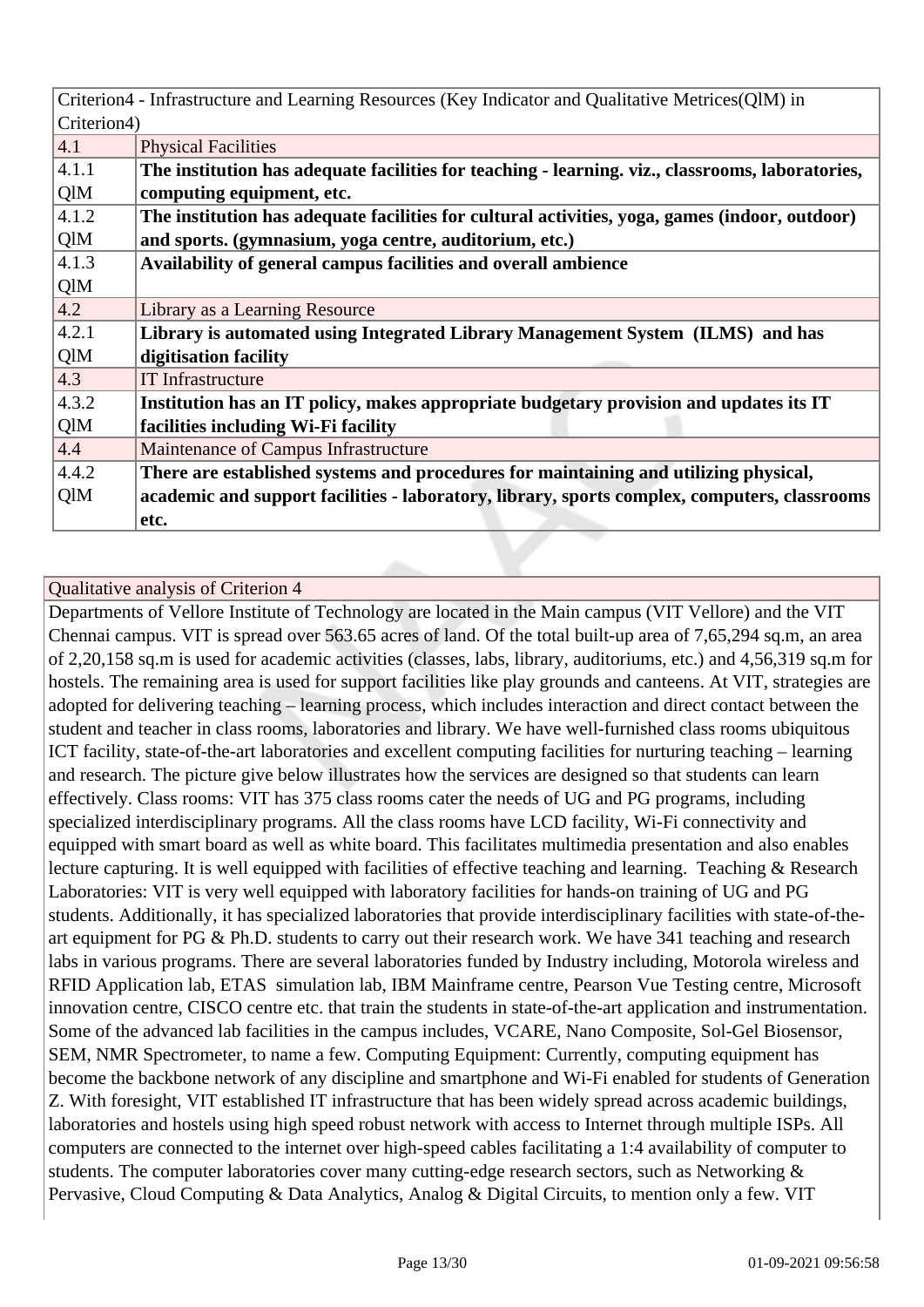| Criterion4 - Infrastructure and Learning Resources (Key Indicator and Qualitative Metrices(QlM) in Criterion4) | |
|---|---|
| 4.1 | Physical Facilities |
| 4.1.1 QlM | **The institution has adequate facilities for teaching - learning. viz., classrooms, laboratories, computing equipment, etc.** |
| 4.1.2 QlM | **The institution has adequate facilities for cultural activities, yoga, games (indoor, outdoor) and sports. (gymnasium, yoga centre, auditorium, etc.)** |
| 4.1.3 QlM | **Availability of general campus facilities and overall ambience** |
| 4.2 | Library as a Learning Resource |
| 4.2.1 QlM | **Library is automated using Integrated Library Management System (ILMS) and has digitisation facility** |
| 4.3 | IT Infrastructure |
| 4.3.2 QlM | **Institution has an IT policy, makes appropriate budgetary provision and updates its IT facilities including Wi-Fi facility** |
| 4.4 | Maintenance of Campus Infrastructure |
| 4.4.2 QlM | **There are established systems and procedures for maintaining and utilizing physical, academic and support facilities - laboratory, library, sports complex, computers, classrooms etc.** |

| Qualitative analysis of Criterion 4 |
|---|
| Departments of Vellore Institute of Technology are located in the Main campus (VIT Vellore) and the VIT Chennai campus. VIT is spread over 563.65 acres of land. Of the total built-up area of 7,65,294 sq.m, an area of 2,20,158 sq.m is used for academic activities (classes, labs, library, auditoriums, etc.) and 4,56,319 sq.m for hostels. The remaining area is used for support facilities like play grounds and canteens. At VIT, strategies are adopted for delivering teaching – learning process, which includes interaction and direct contact between the student and teacher in class rooms, laboratories and library. We have well-furnished class rooms ubiquitous ICT facility, state-of-the-art laboratories and excellent computing facilities for nurturing teaching – learning and research. The picture give below illustrates how the services are designed so that students can learn effectively. Class rooms: VIT has 375 class rooms cater the needs of UG and PG programs, including specialized interdisciplinary programs. All the class rooms have LCD facility, Wi-Fi connectivity and equipped with smart board as well as white board. This facilitates multimedia presentation and also enables lecture capturing. It is well equipped with facilities of effective teaching and learning. Teaching & Research Laboratories: VIT is very well equipped with laboratory facilities for hands-on training of UG and PG students. Additionally, it has specialized laboratories that provide interdisciplinary facilities with state-of-the-art equipment for PG & Ph.D. students to carry out their research work. We have 341 teaching and research labs in various programs. There are several laboratories funded by Industry including, Motorola wireless and RFID Application lab, ETAS simulation lab, IBM Mainframe centre, Pearson Vue Testing centre, Microsoft innovation centre, CISCO centre etc. that train the students in state-of-the-art application and instrumentation. Some of the advanced lab facilities in the campus includes, VCARE, Nano Composite, Sol-Gel Biosensor, SEM, NMR Spectrometer, to name a few. Computing Equipment: Currently, computing equipment has become the backbone network of any discipline and smartphone and Wi-Fi enabled for students of Generation Z. With foresight, VIT established IT infrastructure that has been widely spread across academic buildings, laboratories and hostels using high speed robust network with access to Internet through multiple ISPs. All computers are connected to the internet over high-speed cables facilitating a 1:4 availability of computer to students. The computer laboratories cover many cutting-edge research sectors, such as Networking & Pervasive, Cloud Computing & Data Analytics, Analog & Digital Circuits, to mention only a few. VIT |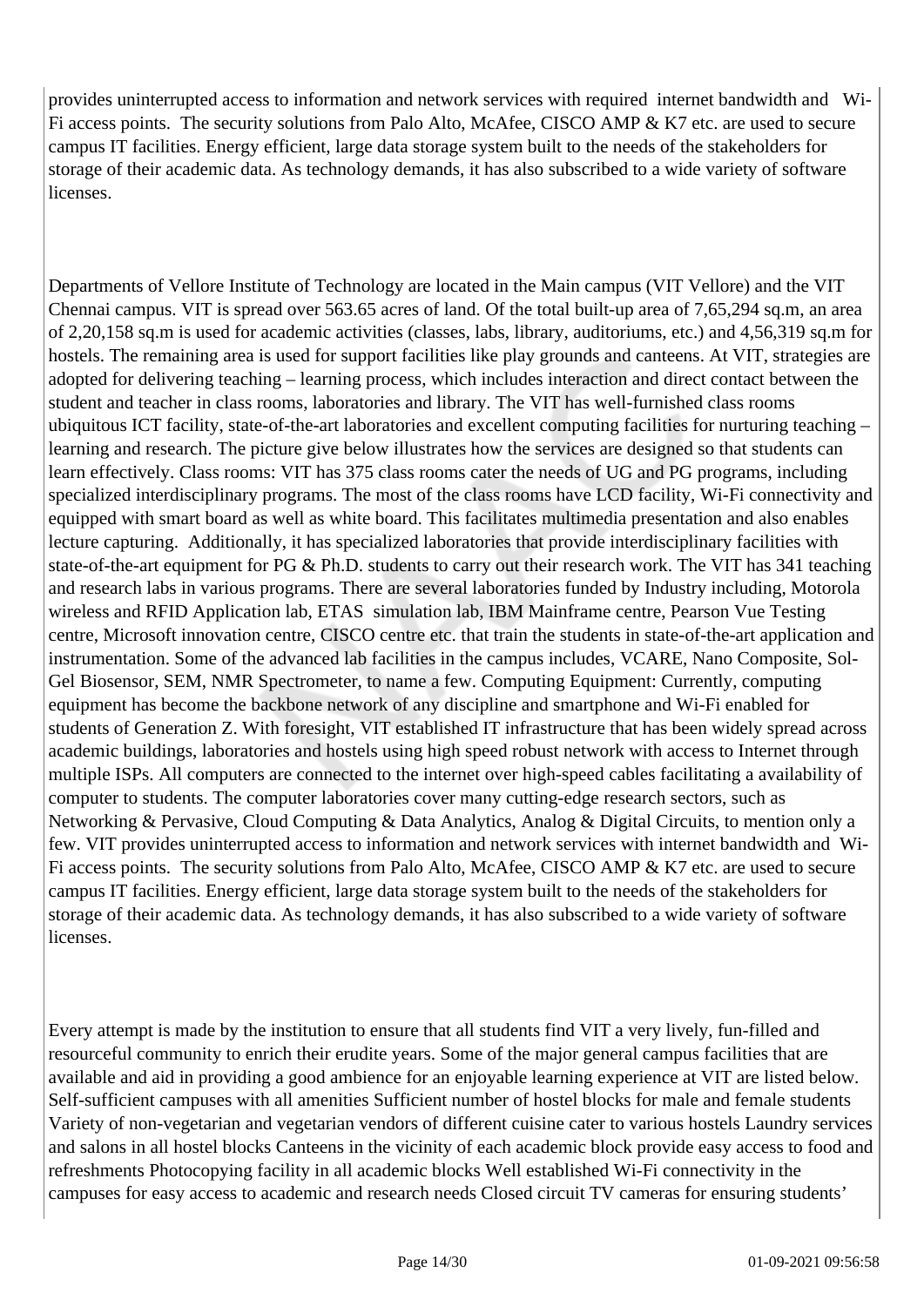provides uninterrupted access to information and network services with required internet bandwidth and Wi-Fi access points. The security solutions from Palo Alto, McAfee, CISCO AMP & K7 etc. are used to secure campus IT facilities. Energy efficient, large data storage system built to the needs of the stakeholders for storage of their academic data. As technology demands, it has also subscribed to a wide variety of software licenses.

Departments of Vellore Institute of Technology are located in the Main campus (VIT Vellore) and the VIT Chennai campus. VIT is spread over 563.65 acres of land. Of the total built-up area of 7,65,294 sq.m, an area of 2,20,158 sq.m is used for academic activities (classes, labs, library, auditoriums, etc.) and 4,56,319 sq.m for hostels. The remaining area is used for support facilities like play grounds and canteens. At VIT, strategies are adopted for delivering teaching – learning process, which includes interaction and direct contact between the student and teacher in class rooms, laboratories and library. The VIT has well-furnished class rooms ubiquitous ICT facility, state-of-the-art laboratories and excellent computing facilities for nurturing teaching – learning and research. The picture give below illustrates how the services are designed so that students can learn effectively. Class rooms: VIT has 375 class rooms cater the needs of UG and PG programs, including specialized interdisciplinary programs. The most of the class rooms have LCD facility, Wi-Fi connectivity and equipped with smart board as well as white board. This facilitates multimedia presentation and also enables lecture capturing. Additionally, it has specialized laboratories that provide interdisciplinary facilities with state-of-the-art equipment for PG & Ph.D. students to carry out their research work. The VIT has 341 teaching and research labs in various programs. There are several laboratories funded by Industry including, Motorola wireless and RFID Application lab, ETAS simulation lab, IBM Mainframe centre, Pearson Vue Testing centre, Microsoft innovation centre, CISCO centre etc. that train the students in state-of-the-art application and instrumentation. Some of the advanced lab facilities in the campus includes, VCARE, Nano Composite, Sol-Gel Biosensor, SEM, NMR Spectrometer, to name a few. Computing Equipment: Currently, computing equipment has become the backbone network of any discipline and smartphone and Wi-Fi enabled for students of Generation Z. With foresight, VIT established IT infrastructure that has been widely spread across academic buildings, laboratories and hostels using high speed robust network with access to Internet through multiple ISPs. All computers are connected to the internet over high-speed cables facilitating a availability of computer to students. The computer laboratories cover many cutting-edge research sectors, such as Networking & Pervasive, Cloud Computing & Data Analytics, Analog & Digital Circuits, to mention only a few. VIT provides uninterrupted access to information and network services with internet bandwidth and Wi-Fi access points. The security solutions from Palo Alto, McAfee, CISCO AMP & K7 etc. are used to secure campus IT facilities. Energy efficient, large data storage system built to the needs of the stakeholders for storage of their academic data. As technology demands, it has also subscribed to a wide variety of software licenses.

Every attempt is made by the institution to ensure that all students find VIT a very lively, fun-filled and resourceful community to enrich their erudite years. Some of the major general campus facilities that are available and aid in providing a good ambience for an enjoyable learning experience at VIT are listed below. Self-sufficient campuses with all amenities Sufficient number of hostel blocks for male and female students Variety of non-vegetarian and vegetarian vendors of different cuisine cater to various hostels Laundry services and salons in all hostel blocks Canteens in the vicinity of each academic block provide easy access to food and refreshments Photocopying facility in all academic blocks Well established Wi-Fi connectivity in the campuses for easy access to academic and research needs Closed circuit TV cameras for ensuring students'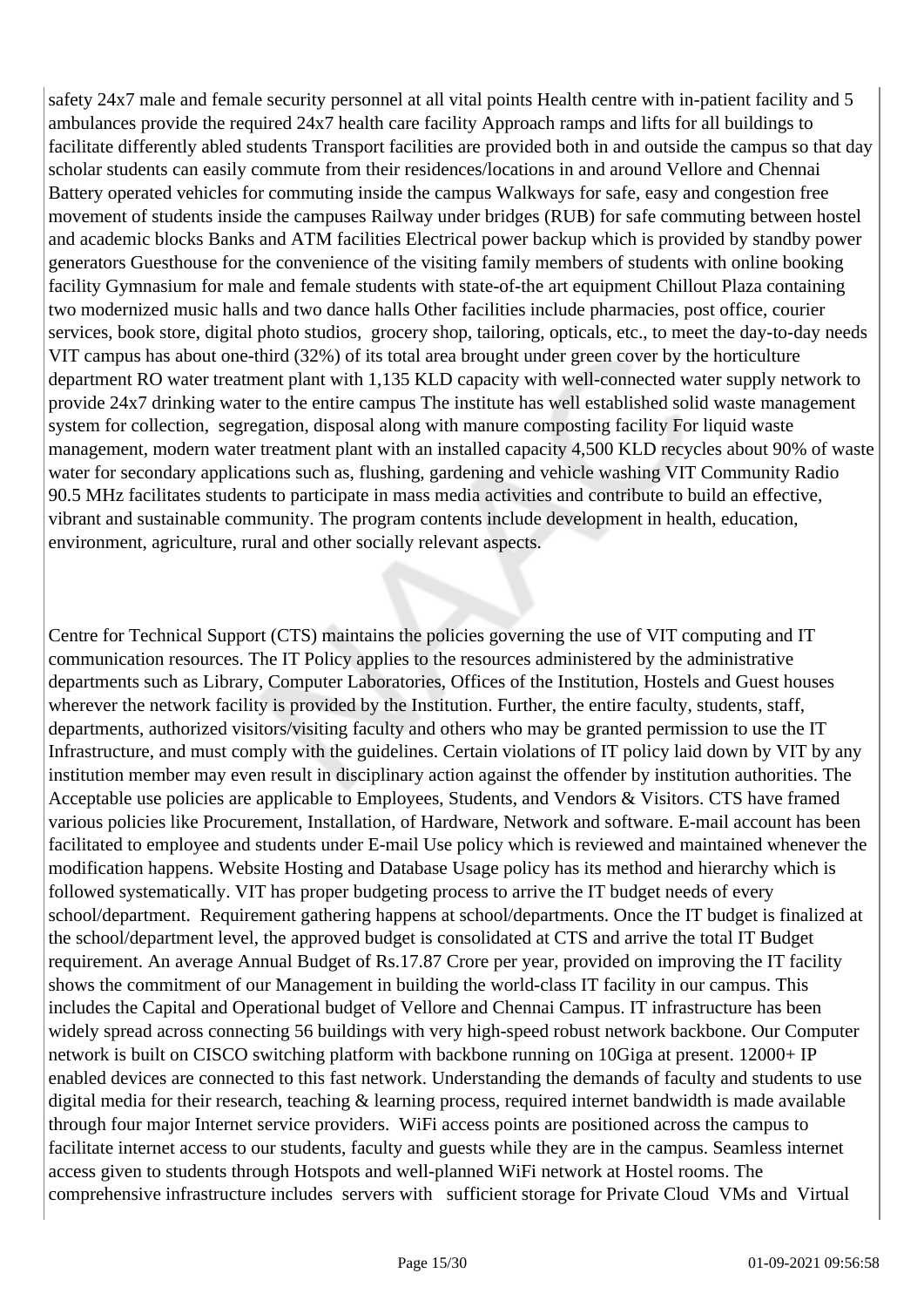safety 24x7 male and female security personnel at all vital points Health centre with in-patient facility and 5 ambulances provide the required 24x7 health care facility Approach ramps and lifts for all buildings to facilitate differently abled students Transport facilities are provided both in and outside the campus so that day scholar students can easily commute from their residences/locations in and around Vellore and Chennai Battery operated vehicles for commuting inside the campus Walkways for safe, easy and congestion free movement of students inside the campuses Railway under bridges (RUB) for safe commuting between hostel and academic blocks Banks and ATM facilities Electrical power backup which is provided by standby power generators Guesthouse for the convenience of the visiting family members of students with online booking facility Gymnasium for male and female students with state-of-the art equipment Chillout Plaza containing two modernized music halls and two dance halls Other facilities include pharmacies, post office, courier services, book store, digital photo studios, grocery shop, tailoring, opticals, etc., to meet the day-to-day needs VIT campus has about one-third (32%) of its total area brought under green cover by the horticulture department RO water treatment plant with 1,135 KLD capacity with well-connected water supply network to provide 24x7 drinking water to the entire campus The institute has well established solid waste management system for collection, segregation, disposal along with manure composting facility For liquid waste management, modern water treatment plant with an installed capacity 4,500 KLD recycles about 90% of waste water for secondary applications such as, flushing, gardening and vehicle washing VIT Community Radio 90.5 MHz facilitates students to participate in mass media activities and contribute to build an effective, vibrant and sustainable community. The program contents include development in health, education, environment, agriculture, rural and other socially relevant aspects.

Centre for Technical Support (CTS) maintains the policies governing the use of VIT computing and IT communication resources. The IT Policy applies to the resources administered by the administrative departments such as Library, Computer Laboratories, Offices of the Institution, Hostels and Guest houses wherever the network facility is provided by the Institution. Further, the entire faculty, students, staff, departments, authorized visitors/visiting faculty and others who may be granted permission to use the IT Infrastructure, and must comply with the guidelines. Certain violations of IT policy laid down by VIT by any institution member may even result in disciplinary action against the offender by institution authorities. The Acceptable use policies are applicable to Employees, Students, and Vendors & Visitors. CTS have framed various policies like Procurement, Installation, of Hardware, Network and software. E-mail account has been facilitated to employee and students under E-mail Use policy which is reviewed and maintained whenever the modification happens. Website Hosting and Database Usage policy has its method and hierarchy which is followed systematically. VIT has proper budgeting process to arrive the IT budget needs of every school/department. Requirement gathering happens at school/departments. Once the IT budget is finalized at the school/department level, the approved budget is consolidated at CTS and arrive the total IT Budget requirement. An average Annual Budget of Rs.17.87 Crore per year, provided on improving the IT facility shows the commitment of our Management in building the world-class IT facility in our campus. This includes the Capital and Operational budget of Vellore and Chennai Campus. IT infrastructure has been widely spread across connecting 56 buildings with very high-speed robust network backbone. Our Computer network is built on CISCO switching platform with backbone running on 10Giga at present. 12000+ IP enabled devices are connected to this fast network. Understanding the demands of faculty and students to use digital media for their research, teaching & learning process, required internet bandwidth is made available through four major Internet service providers. WiFi access points are positioned across the campus to facilitate internet access to our students, faculty and guests while they are in the campus. Seamless internet access given to students through Hotspots and well-planned WiFi network at Hostel rooms. The comprehensive infrastructure includes servers with sufficient storage for Private Cloud VMs and Virtual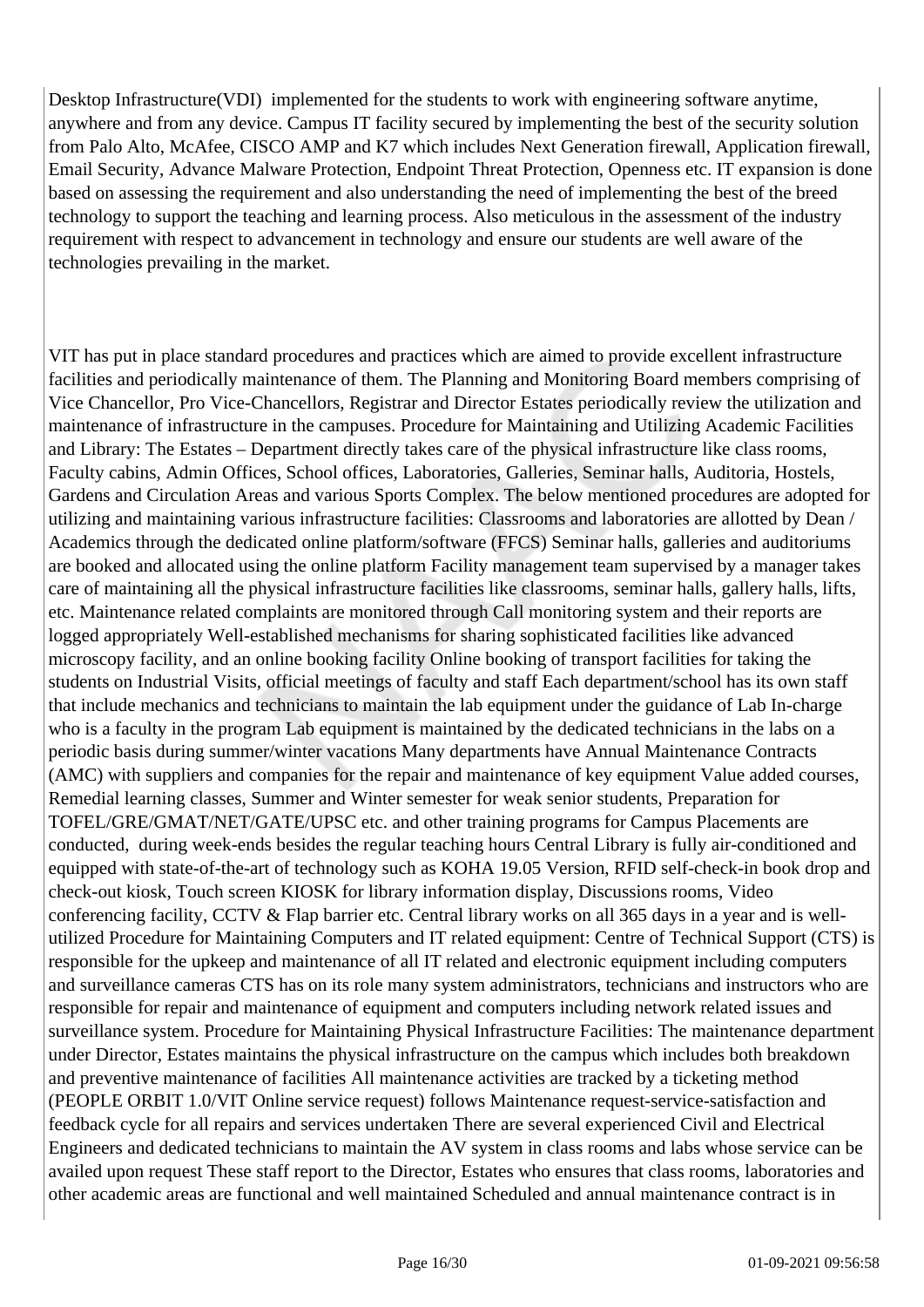Desktop Infrastructure(VDI) implemented for the students to work with engineering software anytime, anywhere and from any device. Campus IT facility secured by implementing the best of the security solution from Palo Alto, McAfee, CISCO AMP and K7 which includes Next Generation firewall, Application firewall, Email Security, Advance Malware Protection, Endpoint Threat Protection, Openness etc. IT expansion is done based on assessing the requirement and also understanding the need of implementing the best of the breed technology to support the teaching and learning process. Also meticulous in the assessment of the industry requirement with respect to advancement in technology and ensure our students are well aware of the technologies prevailing in the market.

VIT has put in place standard procedures and practices which are aimed to provide excellent infrastructure facilities and periodically maintenance of them. The Planning and Monitoring Board members comprising of Vice Chancellor, Pro Vice-Chancellors, Registrar and Director Estates periodically review the utilization and maintenance of infrastructure in the campuses. Procedure for Maintaining and Utilizing Academic Facilities and Library: The Estates – Department directly takes care of the physical infrastructure like class rooms, Faculty cabins, Admin Offices, School offices, Laboratories, Galleries, Seminar halls, Auditoria, Hostels, Gardens and Circulation Areas and various Sports Complex. The below mentioned procedures are adopted for utilizing and maintaining various infrastructure facilities: Classrooms and laboratories are allotted by Dean / Academics through the dedicated online platform/software (FFCS) Seminar halls, galleries and auditoriums are booked and allocated using the online platform Facility management team supervised by a manager takes care of maintaining all the physical infrastructure facilities like classrooms, seminar halls, gallery halls, lifts, etc. Maintenance related complaints are monitored through Call monitoring system and their reports are logged appropriately Well-established mechanisms for sharing sophisticated facilities like advanced microscopy facility, and an online booking facility Online booking of transport facilities for taking the students on Industrial Visits, official meetings of faculty and staff Each department/school has its own staff that include mechanics and technicians to maintain the lab equipment under the guidance of Lab In-charge who is a faculty in the program Lab equipment is maintained by the dedicated technicians in the labs on a periodic basis during summer/winter vacations Many departments have Annual Maintenance Contracts (AMC) with suppliers and companies for the repair and maintenance of key equipment Value added courses, Remedial learning classes, Summer and Winter semester for weak senior students, Preparation for TOFEL/GRE/GMAT/NET/GATE/UPSC etc. and other training programs for Campus Placements are conducted, during week-ends besides the regular teaching hours Central Library is fully air-conditioned and equipped with state-of-the-art of technology such as KOHA 19.05 Version, RFID self-check-in book drop and check-out kiosk, Touch screen KIOSK for library information display, Discussions rooms, Video conferencing facility, CCTV & Flap barrier etc. Central library works on all 365 days in a year and is well-utilized Procedure for Maintaining Computers and IT related equipment: Centre of Technical Support (CTS) is responsible for the upkeep and maintenance of all IT related and electronic equipment including computers and surveillance cameras CTS has on its role many system administrators, technicians and instructors who are responsible for repair and maintenance of equipment and computers including network related issues and surveillance system. Procedure for Maintaining Physical Infrastructure Facilities: The maintenance department under Director, Estates maintains the physical infrastructure on the campus which includes both breakdown and preventive maintenance of facilities All maintenance activities are tracked by a ticketing method (PEOPLE ORBIT 1.0/VIT Online service request) follows Maintenance request-service-satisfaction and feedback cycle for all repairs and services undertaken There are several experienced Civil and Electrical Engineers and dedicated technicians to maintain the AV system in class rooms and labs whose service can be availed upon request These staff report to the Director, Estates who ensures that class rooms, laboratories and other academic areas are functional and well maintained Scheduled and annual maintenance contract is in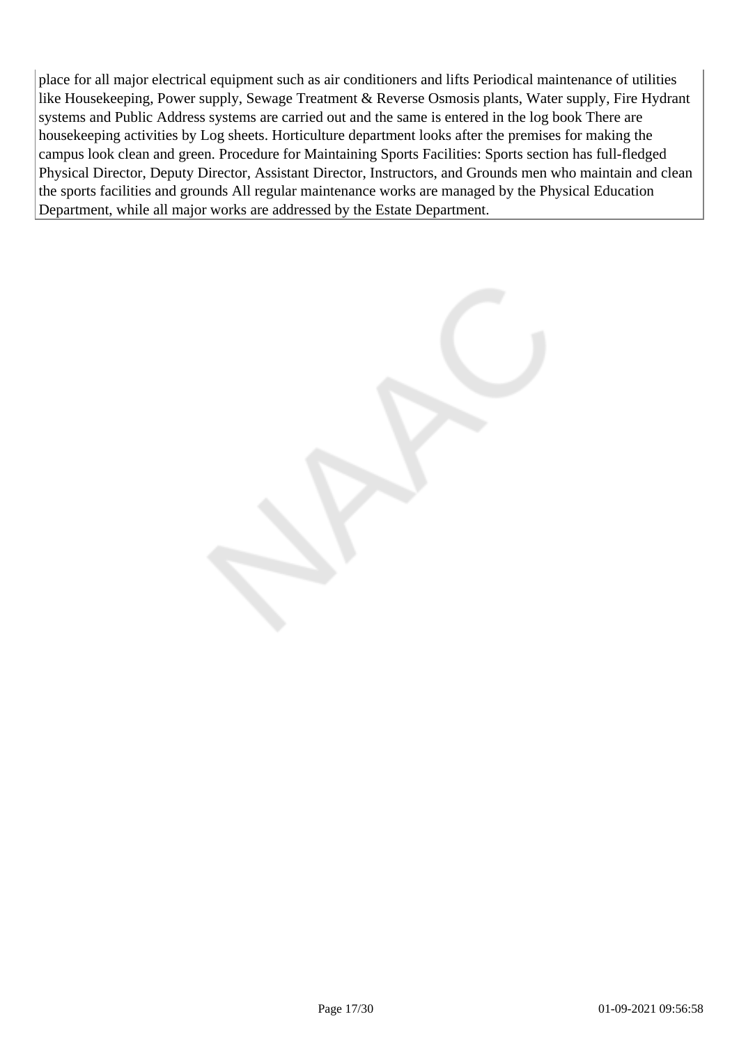place for all major electrical equipment such as air conditioners and lifts Periodical maintenance of utilities like Housekeeping, Power supply, Sewage Treatment & Reverse Osmosis plants, Water supply, Fire Hydrant systems and Public Address systems are carried out and the same is entered in the log book There are housekeeping activities by Log sheets. Horticulture department looks after the premises for making the campus look clean and green. Procedure for Maintaining Sports Facilities: Sports section has full-fledged Physical Director, Deputy Director, Assistant Director, Instructors, and Grounds men who maintain and clean the sports facilities and grounds All regular maintenance works are managed by the Physical Education Department, while all major works are addressed by the Estate Department.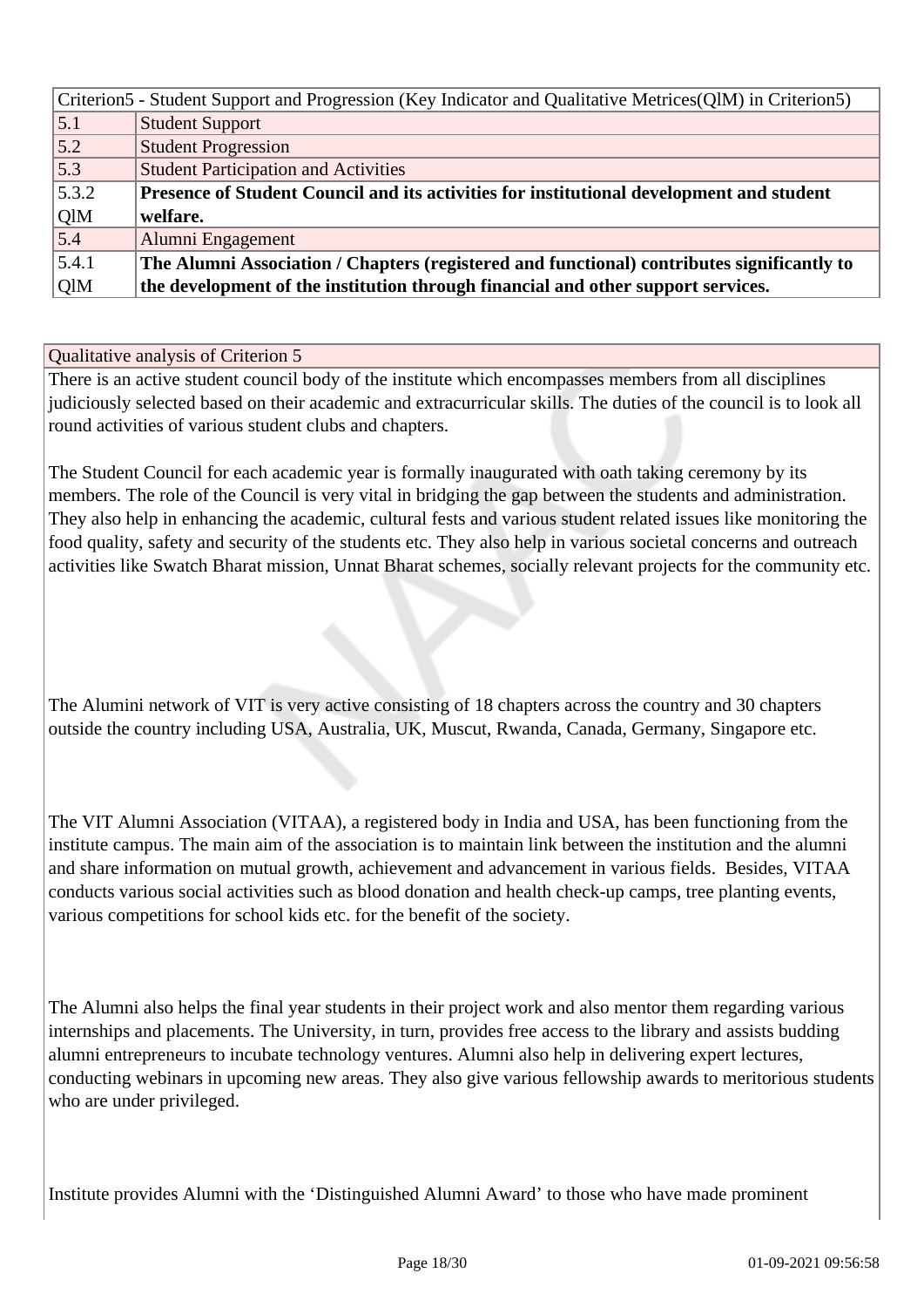| Criterion5 - Student Support and Progression (Key Indicator and Qualitative Metrices(QlM) in Criterion5) | |
|---|---|
| 5.1 | Student Support |
| 5.2 | Student Progression |
| 5.3 | Student Participation and Activities |
| 5.3.2 QlM | **Presence of Student Council and its activities for institutional development and student welfare.** |
| 5.4 | Alumni Engagement |
| 5.4.1 QlM | **The Alumni Association / Chapters (registered and functional) contributes significantly to the development of the institution through financial and other support services.** |

Qualitative analysis of Criterion 5

There is an active student council body of the institute which encompasses members from all disciplines judiciously selected based on their academic and extracurricular skills. The duties of the council is to look all round activities of various student clubs and chapters.

The Student Council for each academic year is formally inaugurated with oath taking ceremony by its members. The role of the Council is very vital in bridging the gap between the students and administration. They also help in enhancing the academic, cultural fests and various student related issues like monitoring the food quality, safety and security of the students etc. They also help in various societal concerns and outreach activities like Swatch Bharat mission, Unnat Bharat schemes, socially relevant projects for the community etc.

The Alumini network of VIT is very active consisting of 18 chapters across the country and 30 chapters outside the country including USA, Australia, UK, Muscut, Rwanda, Canada, Germany, Singapore etc.

The VIT Alumni Association (VITAA), a registered body in India and USA, has been functioning from the institute campus. The main aim of the association is to maintain link between the institution and the alumni and share information on mutual growth, achievement and advancement in various fields. Besides, VITAA conducts various social activities such as blood donation and health check-up camps, tree planting events, various competitions for school kids etc. for the benefit of the society.

The Alumni also helps the final year students in their project work and also mentor them regarding various internships and placements. The University, in turn, provides free access to the library and assists budding alumni entrepreneurs to incubate technology ventures. Alumni also help in delivering expert lectures, conducting webinars in upcoming new areas. They also give various fellowship awards to meritorious students who are under privileged.

Institute provides Alumni with the 'Distinguished Alumni Award' to those who have made prominent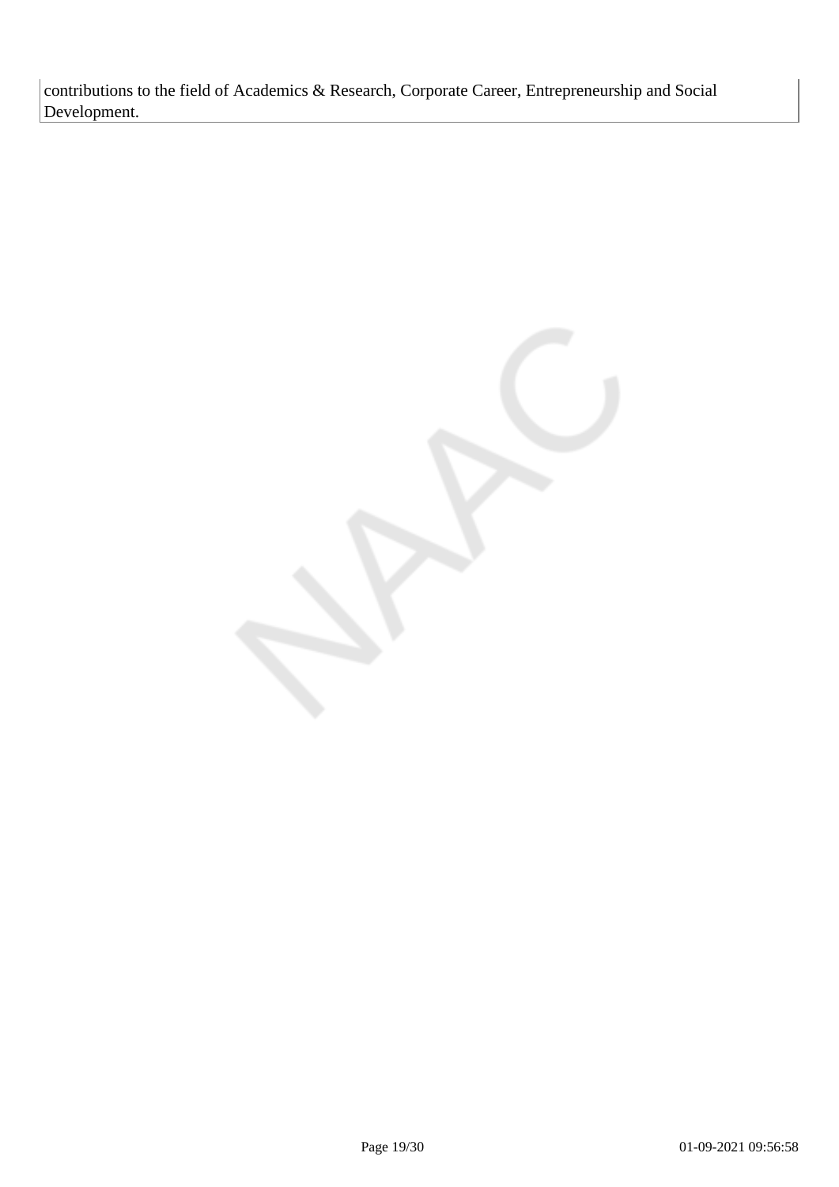contributions to the field of Academics & Research, Corporate Career, Entrepreneurship and Social Development.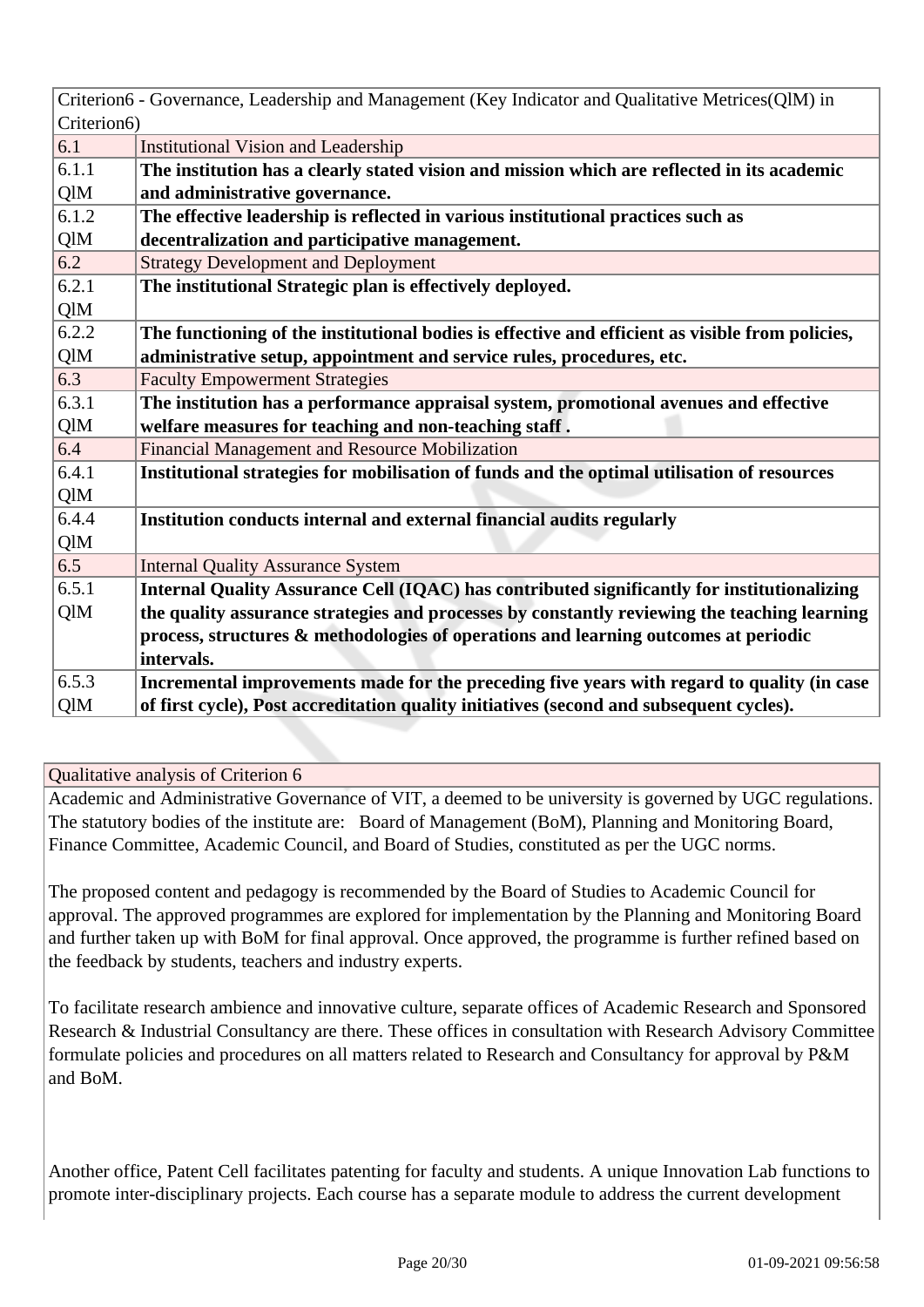| Criterion6 - Governance, Leadership and Management (Key Indicator and Qualitative Metrices(QlM) in Criterion6) | |
|---|---|
| 6.1 | Institutional Vision and Leadership |
| 6.1.1 QlM | **The institution has a clearly stated vision and mission which are reflected in its academic and administrative governance.** |
| 6.1.2 QlM | **The effective leadership is reflected in various institutional practices such as decentralization and participative management.** |
| 6.2 | Strategy Development and Deployment |
| 6.2.1 QlM | **The institutional Strategic plan is effectively deployed.** |
| 6.2.2 QlM | **The functioning of the institutional bodies is effective and efficient as visible from policies, administrative setup, appointment and service rules, procedures, etc.** |
| 6.3 | Faculty Empowerment Strategies |
| 6.3.1 QlM | **The institution has a performance appraisal system, promotional avenues and effective welfare measures for teaching and non-teaching staff .** |
| 6.4 | Financial Management and Resource Mobilization |
| 6.4.1 QlM | **Institutional strategies for mobilisation of funds and the optimal utilisation of resources** |
| 6.4.4 QlM | **Institution conducts internal and external financial audits regularly** |
| 6.5 | Internal Quality Assurance System |
| 6.5.1 QlM | **Internal Quality Assurance Cell (IQAC) has contributed significantly for institutionalizing the quality assurance strategies and processes by constantly reviewing the teaching learning process, structures & methodologies of operations and learning outcomes at periodic intervals.** |
| 6.5.3 QlM | **Incremental improvements made for the preceding five years with regard to quality (in case of first cycle), Post accreditation quality initiatives (second and subsequent cycles).** |

Qualitative analysis of Criterion 6

Academic and Administrative Governance of VIT, a deemed to be university is governed by UGC regulations. The statutory bodies of the institute are: Board of Management (BoM), Planning and Monitoring Board, Finance Committee, Academic Council, and Board of Studies, constituted as per the UGC norms.

The proposed content and pedagogy is recommended by the Board of Studies to Academic Council for approval. The approved programmes are explored for implementation by the Planning and Monitoring Board and further taken up with BoM for final approval. Once approved, the programme is further refined based on the feedback by students, teachers and industry experts.

To facilitate research ambience and innovative culture, separate offices of Academic Research and Sponsored Research & Industrial Consultancy are there. These offices in consultation with Research Advisory Committee formulate policies and procedures on all matters related to Research and Consultancy for approval by P&M and BoM.

Another office, Patent Cell facilitates patenting for faculty and students. A unique Innovation Lab functions to promote inter-disciplinary projects. Each course has a separate module to address the current development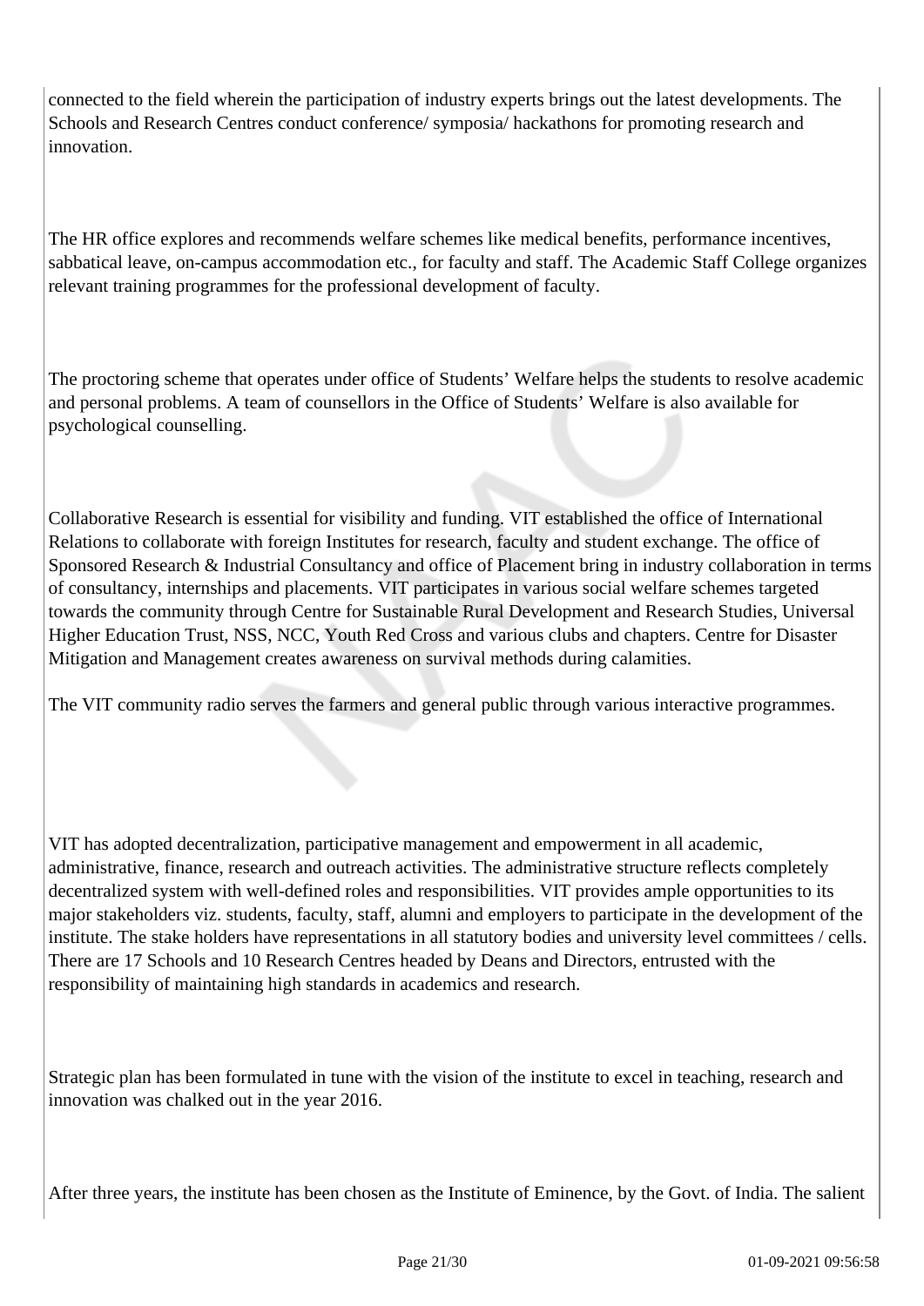connected to the field wherein the participation of industry experts brings out the latest developments. The Schools and Research Centres conduct conference/ symposia/ hackathons for promoting research and innovation.

The HR office explores and recommends welfare schemes like medical benefits, performance incentives, sabbatical leave, on-campus accommodation etc., for faculty and staff. The Academic Staff College organizes relevant training programmes for the professional development of faculty.

The proctoring scheme that operates under office of Students' Welfare helps the students to resolve academic and personal problems. A team of counsellors in the Office of Students' Welfare is also available for psychological counselling.

Collaborative Research is essential for visibility and funding. VIT established the office of International Relations to collaborate with foreign Institutes for research, faculty and student exchange. The office of Sponsored Research & Industrial Consultancy and office of Placement bring in industry collaboration in terms of consultancy, internships and placements. VIT participates in various social welfare schemes targeted towards the community through Centre for Sustainable Rural Development and Research Studies, Universal Higher Education Trust, NSS, NCC, Youth Red Cross and various clubs and chapters. Centre for Disaster Mitigation and Management creates awareness on survival methods during calamities.

The VIT community radio serves the farmers and general public through various interactive programmes.

VIT has adopted decentralization, participative management and empowerment in all academic, administrative, finance, research and outreach activities. The administrative structure reflects completely decentralized system with well-defined roles and responsibilities. VIT provides ample opportunities to its major stakeholders viz. students, faculty, staff, alumni and employers to participate in the development of the institute. The stake holders have representations in all statutory bodies and university level committees / cells. There are 17 Schools and 10 Research Centres headed by Deans and Directors, entrusted with the responsibility of maintaining high standards in academics and research.

Strategic plan has been formulated in tune with the vision of the institute to excel in teaching, research and innovation was chalked out in the year 2016.

After three years, the institute has been chosen as the Institute of Eminence, by the Govt. of India. The salient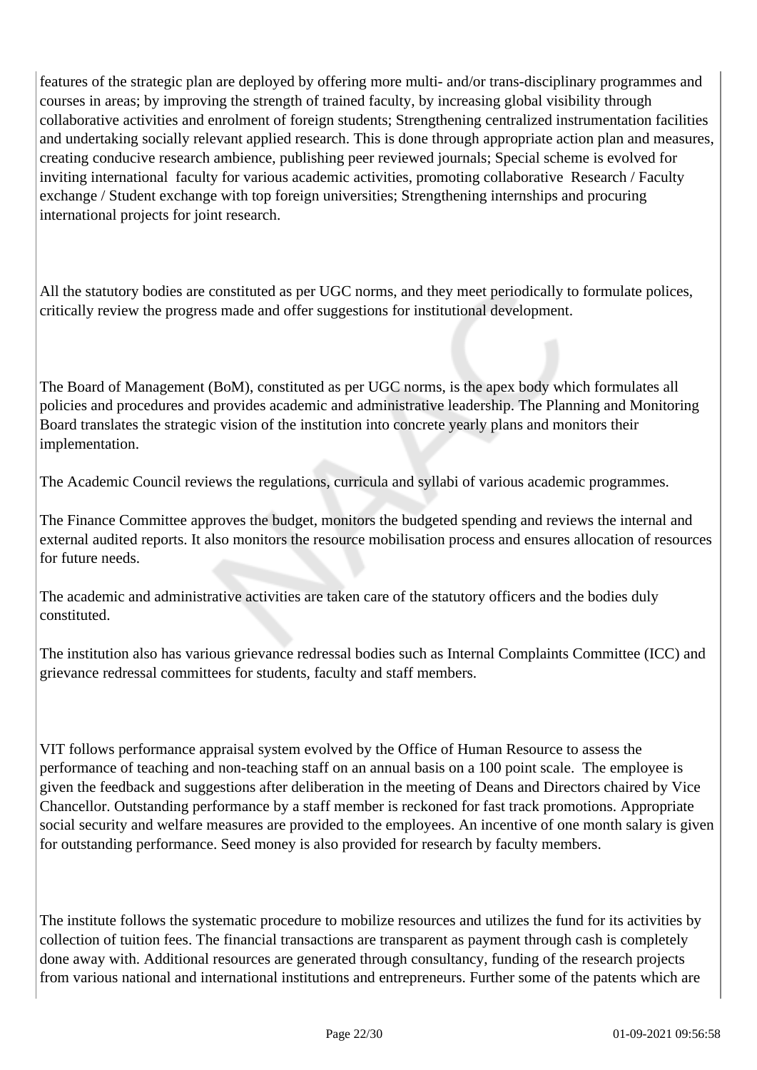features of the strategic plan are deployed by offering more multi- and/or trans-disciplinary programmes and courses in areas; by improving the strength of trained faculty, by increasing global visibility through collaborative activities and enrolment of foreign students; Strengthening centralized instrumentation facilities and undertaking socially relevant applied research. This is done through appropriate action plan and measures, creating conducive research ambience, publishing peer reviewed journals; Special scheme is evolved for inviting international faculty for various academic activities, promoting collaborative Research / Faculty exchange / Student exchange with top foreign universities; Strengthening internships and procuring international projects for joint research.

All the statutory bodies are constituted as per UGC norms, and they meet periodically to formulate polices, critically review the progress made and offer suggestions for institutional development.

The Board of Management (BoM), constituted as per UGC norms, is the apex body which formulates all policies and procedures and provides academic and administrative leadership. The Planning and Monitoring Board translates the strategic vision of the institution into concrete yearly plans and monitors their implementation.

The Academic Council reviews the regulations, curricula and syllabi of various academic programmes.

The Finance Committee approves the budget, monitors the budgeted spending and reviews the internal and external audited reports. It also monitors the resource mobilisation process and ensures allocation of resources for future needs.

The academic and administrative activities are taken care of the statutory officers and the bodies duly constituted.

The institution also has various grievance redressal bodies such as Internal Complaints Committee (ICC) and grievance redressal committees for students, faculty and staff members.

VIT follows performance appraisal system evolved by the Office of Human Resource to assess the performance of teaching and non-teaching staff on an annual basis on a 100 point scale. The employee is given the feedback and suggestions after deliberation in the meeting of Deans and Directors chaired by Vice Chancellor. Outstanding performance by a staff member is reckoned for fast track promotions. Appropriate social security and welfare measures are provided to the employees. An incentive of one month salary is given for outstanding performance. Seed money is also provided for research by faculty members.

The institute follows the systematic procedure to mobilize resources and utilizes the fund for its activities by collection of tuition fees. The financial transactions are transparent as payment through cash is completely done away with. Additional resources are generated through consultancy, funding of the research projects from various national and international institutions and entrepreneurs. Further some of the patents which are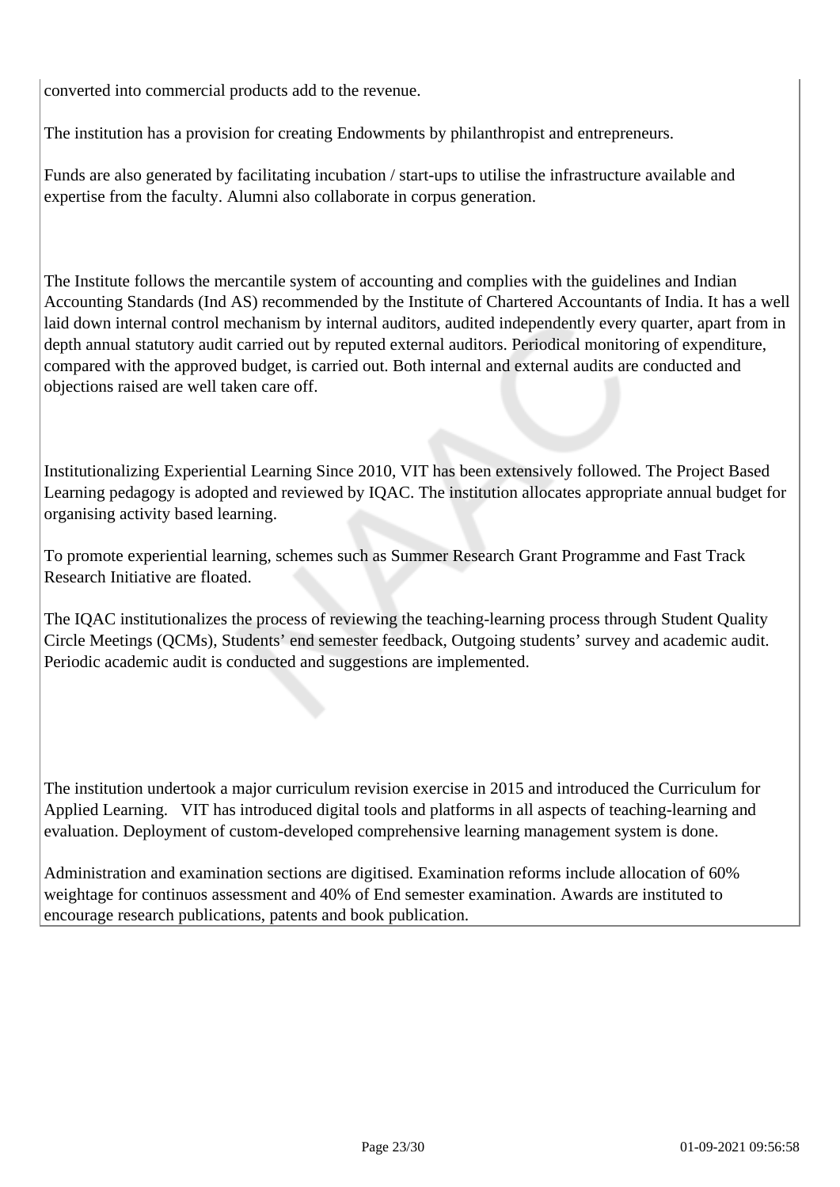converted into commercial products add to the revenue.

The institution has a provision for creating Endowments by philanthropist and entrepreneurs.

Funds are also generated by facilitating incubation / start-ups to utilise the infrastructure available and expertise from the faculty. Alumni also collaborate in corpus generation.

The Institute follows the mercantile system of accounting and complies with the guidelines and Indian Accounting Standards (Ind AS) recommended by the Institute of Chartered Accountants of India. It has a well laid down internal control mechanism by internal auditors, audited independently every quarter, apart from in depth annual statutory audit carried out by reputed external auditors. Periodical monitoring of expenditure, compared with the approved budget, is carried out. Both internal and external audits are conducted and objections raised are well taken care off.

Institutionalizing Experiential Learning Since 2010, VIT has been extensively followed. The Project Based Learning pedagogy is adopted and reviewed by IQAC. The institution allocates appropriate annual budget for organising activity based learning.

To promote experiential learning, schemes such as Summer Research Grant Programme and Fast Track Research Initiative are floated.

The IQAC institutionalizes the process of reviewing the teaching-learning process through Student Quality Circle Meetings (QCMs), Students' end semester feedback, Outgoing students' survey and academic audit. Periodic academic audit is conducted and suggestions are implemented.

The institution undertook a major curriculum revision exercise in 2015 and introduced the Curriculum for Applied Learning. VIT has introduced digital tools and platforms in all aspects of teaching-learning and evaluation. Deployment of custom-developed comprehensive learning management system is done.

Administration and examination sections are digitised. Examination reforms include allocation of 60% weightage for continuos assessment and 40% of End semester examination. Awards are instituted to encourage research publications, patents and book publication.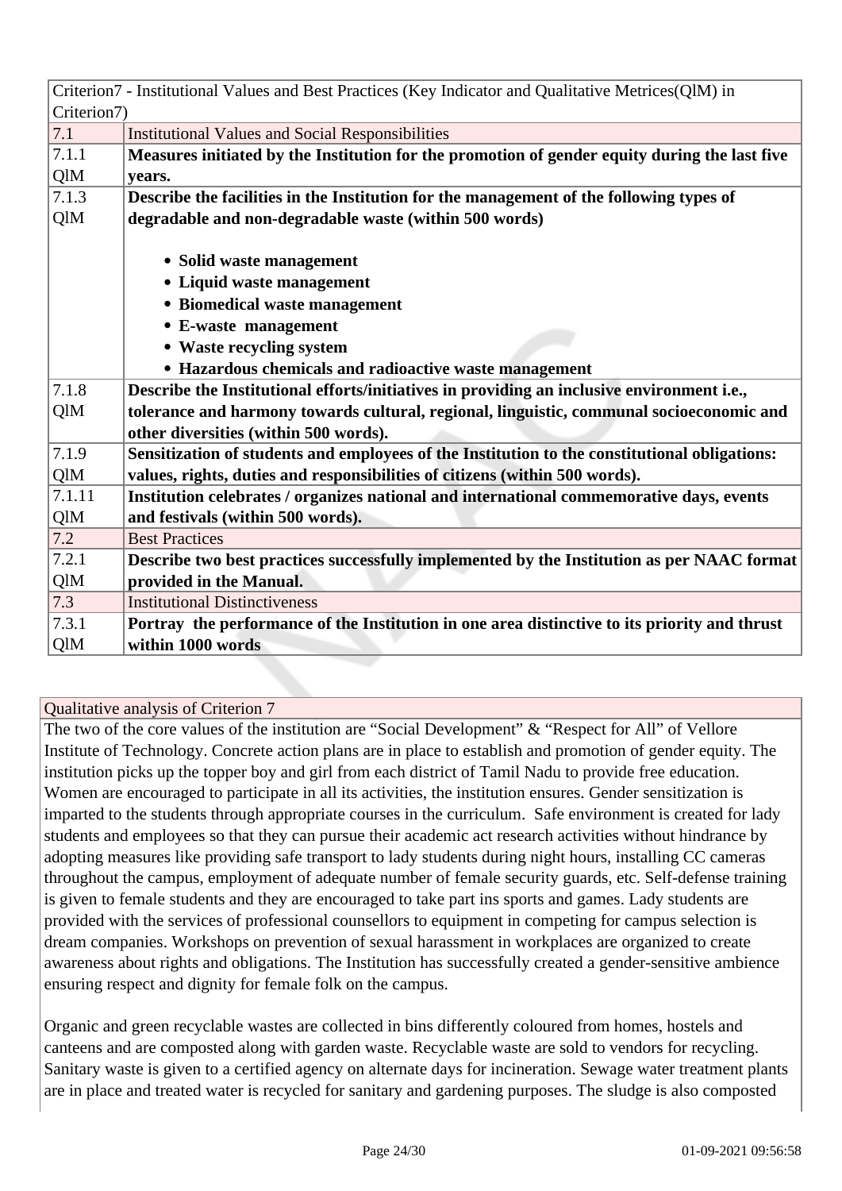| Criterion7 - Institutional Values and Best Practices (Key Indicator and Qualitative Metrices(QlM) in Criterion7) | |
|---|---|
| 7.1 | Institutional Values and Social Responsibilities |
| 7.1.1 QlM | **Measures initiated by the Institution for the promotion of gender equity during the last five years.** |
| 7.1.3 QlM | **Describe the facilities in the Institution for the management of the following types of degradable and non-degradable waste (within 500 words)**<br><br>• **Solid waste management**<br>• **Liquid waste management**<br>• **Biomedical waste management**<br>• **E-waste management**<br>• **Waste recycling system**<br>• **Hazardous chemicals and radioactive waste management** |
| 7.1.8 QlM | **Describe the Institutional efforts/initiatives in providing an inclusive environment i.e., tolerance and harmony towards cultural, regional, linguistic, communal socioeconomic and other diversities (within 500 words).** |
| 7.1.9 QlM | **Sensitization of students and employees of the Institution to the constitutional obligations: values, rights, duties and responsibilities of citizens (within 500 words).** |
| 7.1.11 QlM | **Institution celebrates / organizes national and international commemorative days, events and festivals (within 500 words).** |
| 7.2 | Best Practices |
| 7.2.1 QlM | **Describe two best practices successfully implemented by the Institution as per NAAC format provided in the Manual.** |
| 7.3 | Institutional Distinctiveness |
| 7.3.1 QlM | **Portray the performance of the Institution in one area distinctive to its priority and thrust within 1000 words** |

Qualitative analysis of Criterion 7

The two of the core values of the institution are "Social Development" & "Respect for All" of Vellore Institute of Technology. Concrete action plans are in place to establish and promotion of gender equity. The institution picks up the topper boy and girl from each district of Tamil Nadu to provide free education. Women are encouraged to participate in all its activities, the institution ensures. Gender sensitization is imparted to the students through appropriate courses in the curriculum. Safe environment is created for lady students and employees so that they can pursue their academic act research activities without hindrance by adopting measures like providing safe transport to lady students during night hours, installing CC cameras throughout the campus, employment of adequate number of female security guards, etc. Self-defense training is given to female students and they are encouraged to take part ins sports and games. Lady students are provided with the services of professional counsellors to equipment in competing for campus selection is dream companies. Workshops on prevention of sexual harassment in workplaces are organized to create awareness about rights and obligations. The Institution has successfully created a gender-sensitive ambience ensuring respect and dignity for female folk on the campus.

Organic and green recyclable wastes are collected in bins differently coloured from homes, hostels and canteens and are composted along with garden waste. Recyclable waste are sold to vendors for recycling. Sanitary waste is given to a certified agency on alternate days for incineration. Sewage water treatment plants are in place and treated water is recycled for sanitary and gardening purposes. The sludge is also composted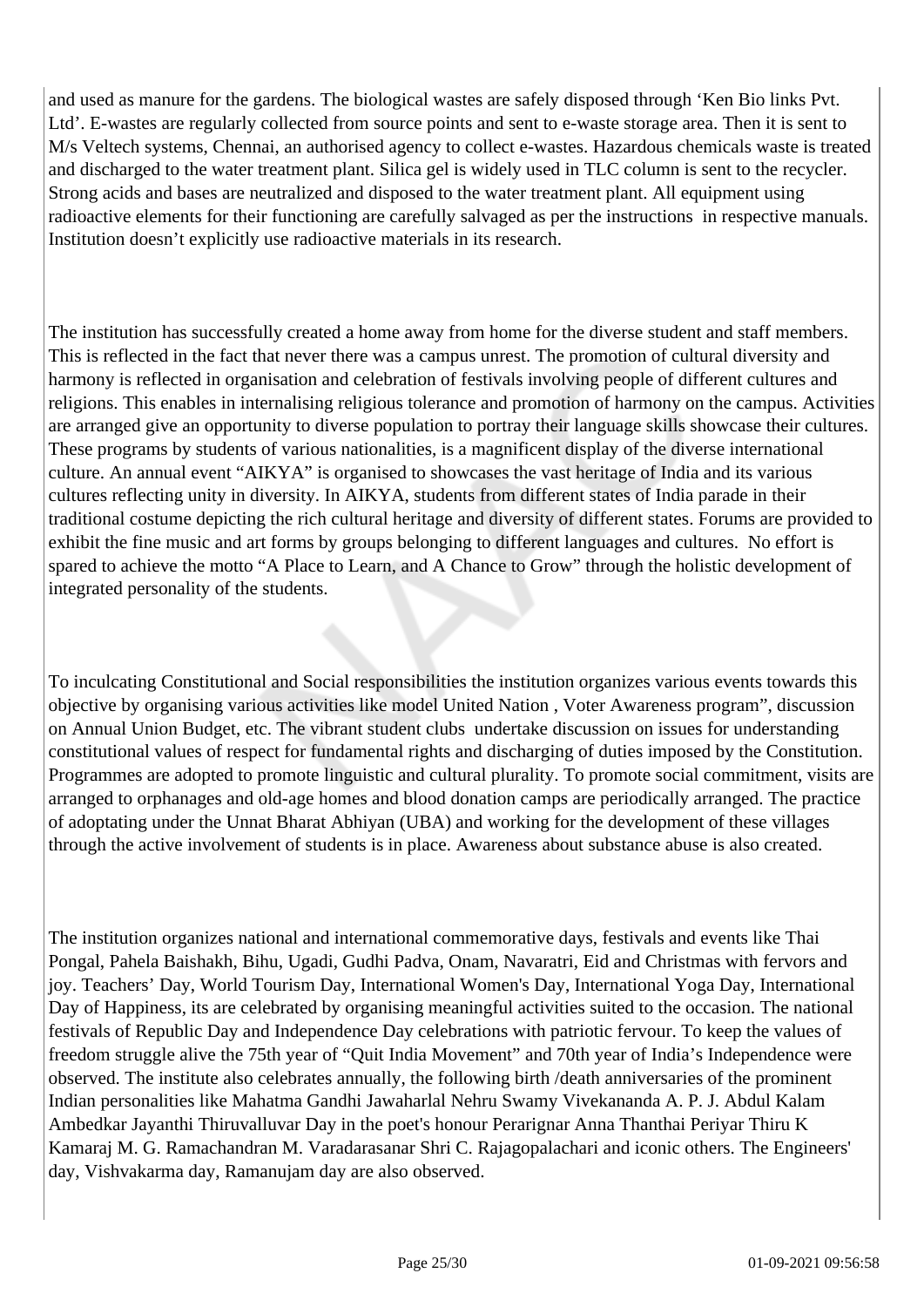and used as manure for the gardens. The biological wastes are safely disposed through 'Ken Bio links Pvt. Ltd'. E-wastes are regularly collected from source points and sent to e-waste storage area. Then it is sent to M/s Veltech systems, Chennai, an authorised agency to collect e-wastes. Hazardous chemicals waste is treated and discharged to the water treatment plant. Silica gel is widely used in TLC column is sent to the recycler. Strong acids and bases are neutralized and disposed to the water treatment plant. All equipment using radioactive elements for their functioning are carefully salvaged as per the instructions in respective manuals. Institution doesn't explicitly use radioactive materials in its research.

The institution has successfully created a home away from home for the diverse student and staff members. This is reflected in the fact that never there was a campus unrest. The promotion of cultural diversity and harmony is reflected in organisation and celebration of festivals involving people of different cultures and religions. This enables in internalising religious tolerance and promotion of harmony on the campus. Activities are arranged give an opportunity to diverse population to portray their language skills showcase their cultures. These programs by students of various nationalities, is a magnificent display of the diverse international culture. An annual event "AIKYA" is organised to showcases the vast heritage of India and its various cultures reflecting unity in diversity. In AIKYA, students from different states of India parade in their traditional costume depicting the rich cultural heritage and diversity of different states. Forums are provided to exhibit the fine music and art forms by groups belonging to different languages and cultures. No effort is spared to achieve the motto "A Place to Learn, and A Chance to Grow" through the holistic development of integrated personality of the students.

To inculcating Constitutional and Social responsibilities the institution organizes various events towards this objective by organising various activities like model United Nation , Voter Awareness program", discussion on Annual Union Budget, etc. The vibrant student clubs undertake discussion on issues for understanding constitutional values of respect for fundamental rights and discharging of duties imposed by the Constitution. Programmes are adopted to promote linguistic and cultural plurality. To promote social commitment, visits are arranged to orphanages and old-age homes and blood donation camps are periodically arranged. The practice of adoptating under the Unnat Bharat Abhiyan (UBA) and working for the development of these villages through the active involvement of students is in place. Awareness about substance abuse is also created.

The institution organizes national and international commemorative days, festivals and events like Thai Pongal, Pahela Baishakh, Bihu, Ugadi, Gudhi Padva, Onam, Navaratri, Eid and Christmas with fervors and joy. Teachers' Day, World Tourism Day, International Women's Day, International Yoga Day, International Day of Happiness, its are celebrated by organising meaningful activities suited to the occasion. The national festivals of Republic Day and Independence Day celebrations with patriotic fervour. To keep the values of freedom struggle alive the 75th year of "Quit India Movement" and 70th year of India's Independence were observed. The institute also celebrates annually, the following birth /death anniversaries of the prominent Indian personalities like Mahatma Gandhi Jawaharlal Nehru Swamy Vivekananda A. P. J. Abdul Kalam Ambedkar Jayanthi Thiruvalluvar Day in the poet's honour Perarignar Anna Thanthai Periyar Thiru K Kamaraj M. G. Ramachandran M. Varadarasanar Shri C. Rajagopalachari and iconic others. The Engineers' day, Vishvakarma day, Ramanujam day are also observed.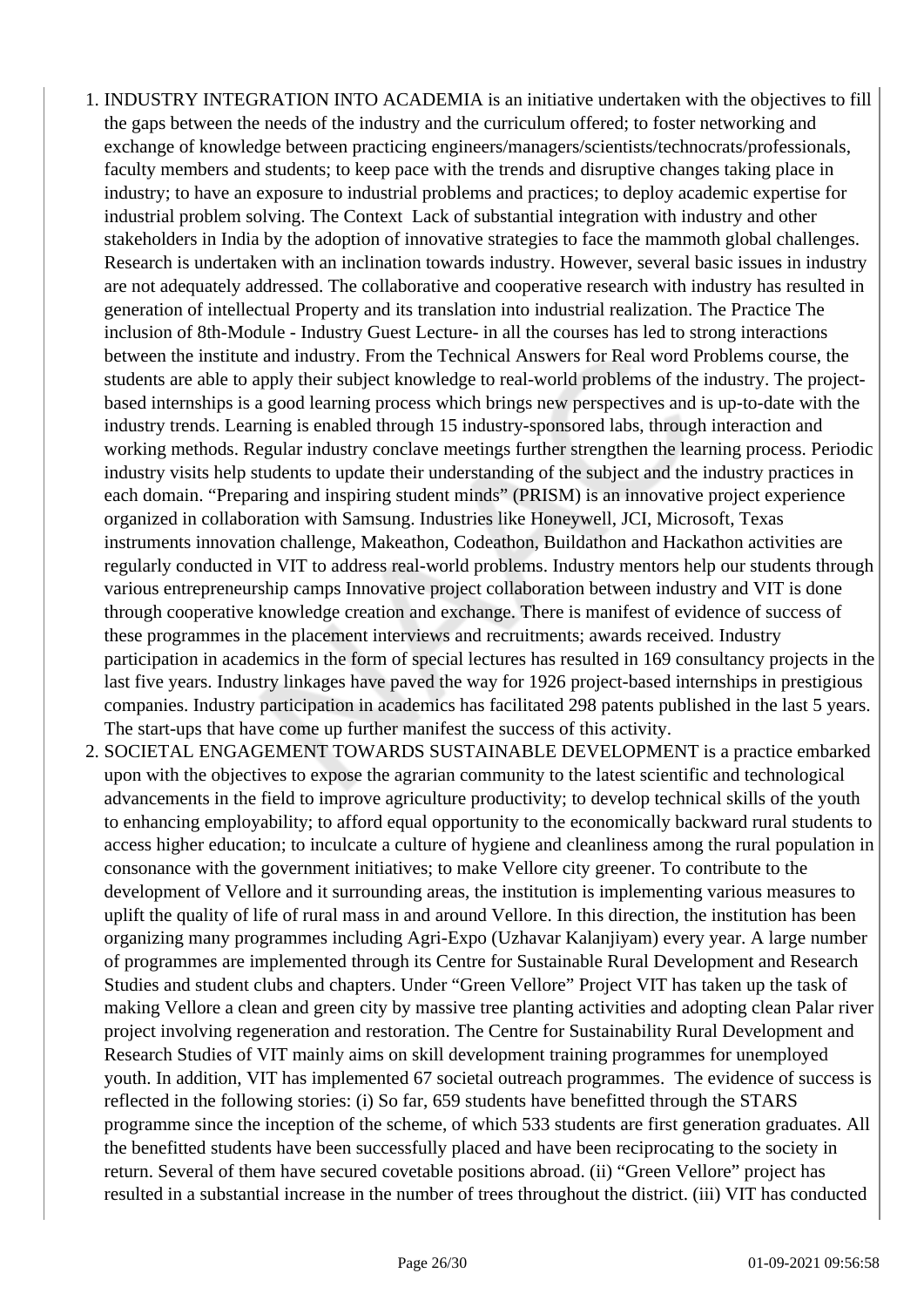1. INDUSTRY INTEGRATION INTO ACADEMIA is an initiative undertaken with the objectives to fill the gaps between the needs of the industry and the curriculum offered; to foster networking and exchange of knowledge between practicing engineers/managers/scientists/technocrats/professionals, faculty members and students; to keep pace with the trends and disruptive changes taking place in industry; to have an exposure to industrial problems and practices; to deploy academic expertise for industrial problem solving. The Context Lack of substantial integration with industry and other stakeholders in India by the adoption of innovative strategies to face the mammoth global challenges. Research is undertaken with an inclination towards industry. However, several basic issues in industry are not adequately addressed. The collaborative and cooperative research with industry has resulted in generation of intellectual Property and its translation into industrial realization. The Practice The inclusion of 8th-Module - Industry Guest Lecture- in all the courses has led to strong interactions between the institute and industry. From the Technical Answers for Real word Problems course, the students are able to apply their subject knowledge to real-world problems of the industry. The project-based internships is a good learning process which brings new perspectives and is up-to-date with the industry trends. Learning is enabled through 15 industry-sponsored labs, through interaction and working methods. Regular industry conclave meetings further strengthen the learning process. Periodic industry visits help students to update their understanding of the subject and the industry practices in each domain. "Preparing and inspiring student minds" (PRISM) is an innovative project experience organized in collaboration with Samsung. Industries like Honeywell, JCI, Microsoft, Texas instruments innovation challenge, Makeathon, Codeathon, Buildathon and Hackathon activities are regularly conducted in VIT to address real-world problems. Industry mentors help our students through various entrepreneurship camps Innovative project collaboration between industry and VIT is done through cooperative knowledge creation and exchange. There is manifest of evidence of success of these programmes in the placement interviews and recruitments; awards received. Industry participation in academics in the form of special lectures has resulted in 169 consultancy projects in the last five years. Industry linkages have paved the way for 1926 project-based internships in prestigious companies. Industry participation in academics has facilitated 298 patents published in the last 5 years. The start-ups that have come up further manifest the success of this activity.
2. SOCIETAL ENGAGEMENT TOWARDS SUSTAINABLE DEVELOPMENT is a practice embarked upon with the objectives to expose the agrarian community to the latest scientific and technological advancements in the field to improve agriculture productivity; to develop technical skills of the youth to enhancing employability; to afford equal opportunity to the economically backward rural students to access higher education; to inculcate a culture of hygiene and cleanliness among the rural population in consonance with the government initiatives; to make Vellore city greener. To contribute to the development of Vellore and it surrounding areas, the institution is implementing various measures to uplift the quality of life of rural mass in and around Vellore. In this direction, the institution has been organizing many programmes including Agri-Expo (Uzhavar Kalanjiyam) every year. A large number of programmes are implemented through its Centre for Sustainable Rural Development and Research Studies and student clubs and chapters. Under "Green Vellore" Project VIT has taken up the task of making Vellore a clean and green city by massive tree planting activities and adopting clean Palar river project involving regeneration and restoration. The Centre for Sustainability Rural Development and Research Studies of VIT mainly aims on skill development training programmes for unemployed youth. In addition, VIT has implemented 67 societal outreach programmes. The evidence of success is reflected in the following stories: (i) So far, 659 students have benefitted through the STARS programme since the inception of the scheme, of which 533 students are first generation graduates. All the benefitted students have been successfully placed and have been reciprocating to the society in return. Several of them have secured covetable positions abroad. (ii) "Green Vellore" project has resulted in a substantial increase in the number of trees throughout the district. (iii) VIT has conducted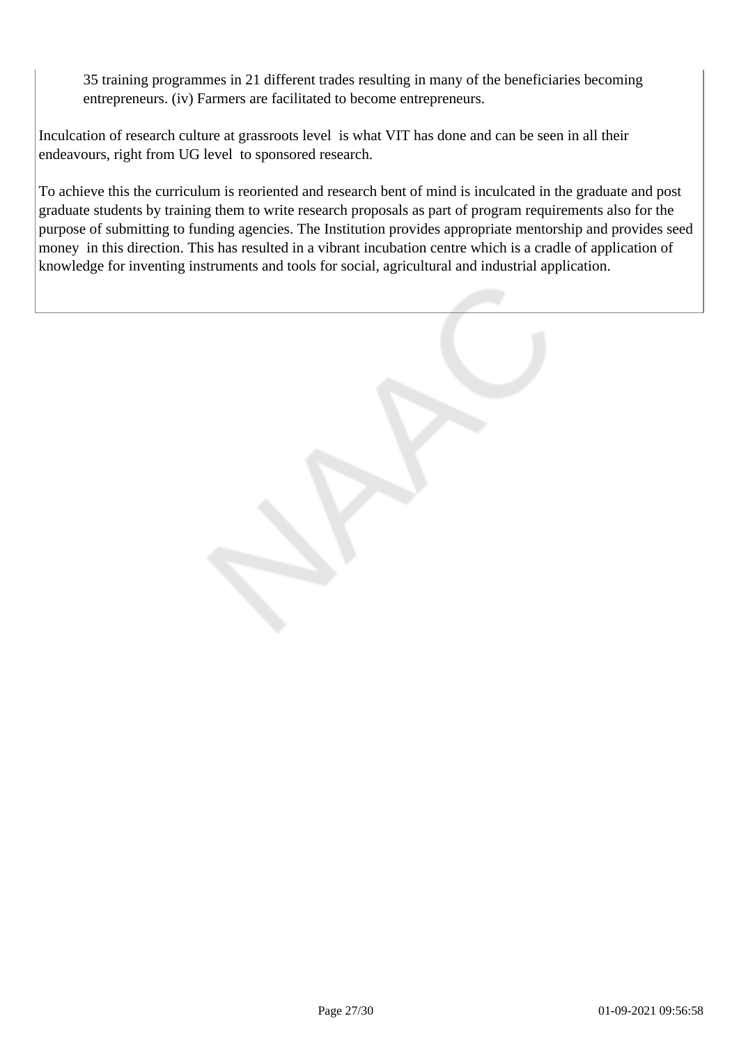35 training programmes in 21 different trades resulting in many of the beneficiaries becoming entrepreneurs. (iv) Farmers are facilitated to become entrepreneurs.

Inculcation of research culture at grassroots level is what VIT has done and can be seen in all their endeavours, right from UG level to sponsored research.

To achieve this the curriculum is reoriented and research bent of mind is inculcated in the graduate and post graduate students by training them to write research proposals as part of program requirements also for the purpose of submitting to funding agencies. The Institution provides appropriate mentorship and provides seed money in this direction. This has resulted in a vibrant incubation centre which is a cradle of application of knowledge for inventing instruments and tools for social, agricultural and industrial application.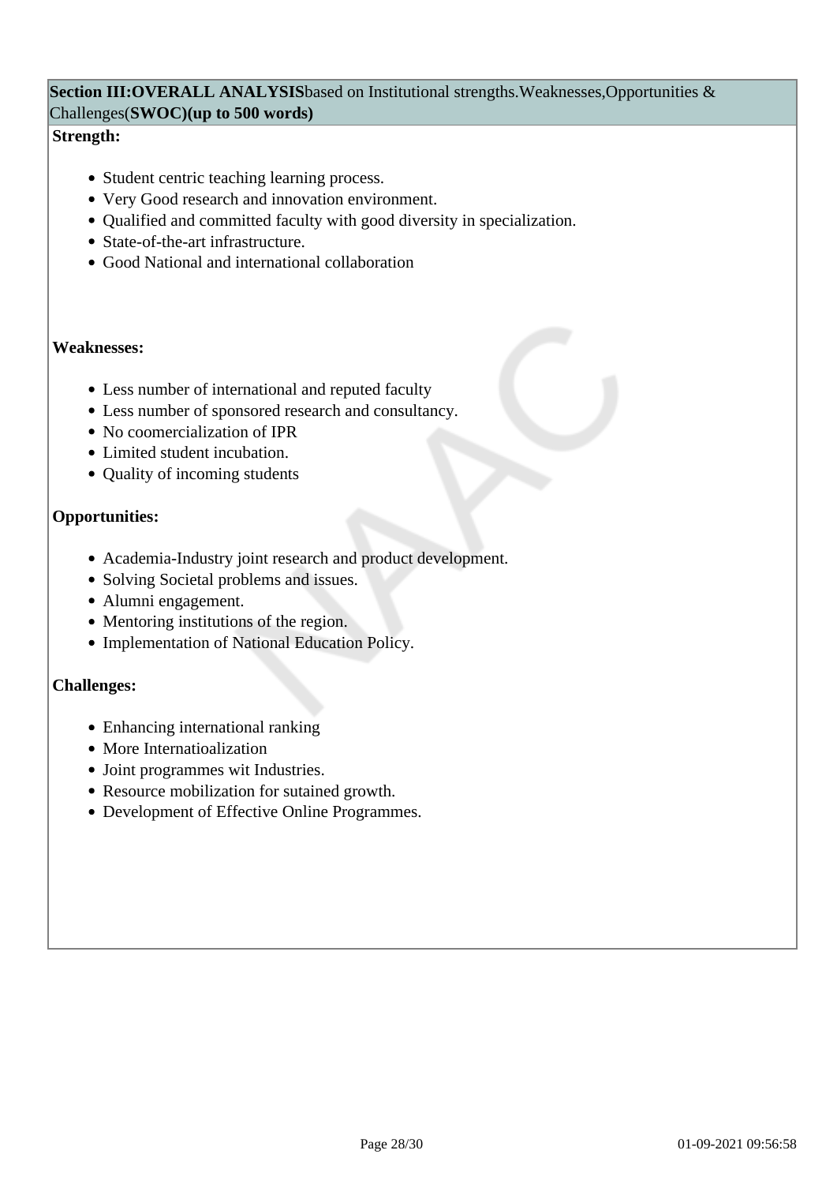**Section III:OVERALL ANALYSIS**based on Institutional strengths.Weaknesses,Opportunities & Challenges(**SWOC)(up to 500 words)**

**Strength:**

- Student centric teaching learning process.
- Very Good research and innovation environment.
- Qualified and committed faculty with good diversity in specialization.
- State-of-the-art infrastructure.
- Good National and international collaboration

**Weaknesses:**

- Less number of international and reputed faculty
- Less number of sponsored research and consultancy.
- No coomercialization of IPR
- Limited student incubation.
- Quality of incoming students

**Opportunities:**

- Academia-Industry joint research and product development.
- Solving Societal problems and issues.
- Alumni engagement.
- Mentoring institutions of the region.
- Implementation of National Education Policy.

**Challenges:**

- Enhancing international ranking
- More Internatioalization
- Joint programmes wit Industries.
- Resource mobilization for sutained growth.
- Development of Effective Online Programmes.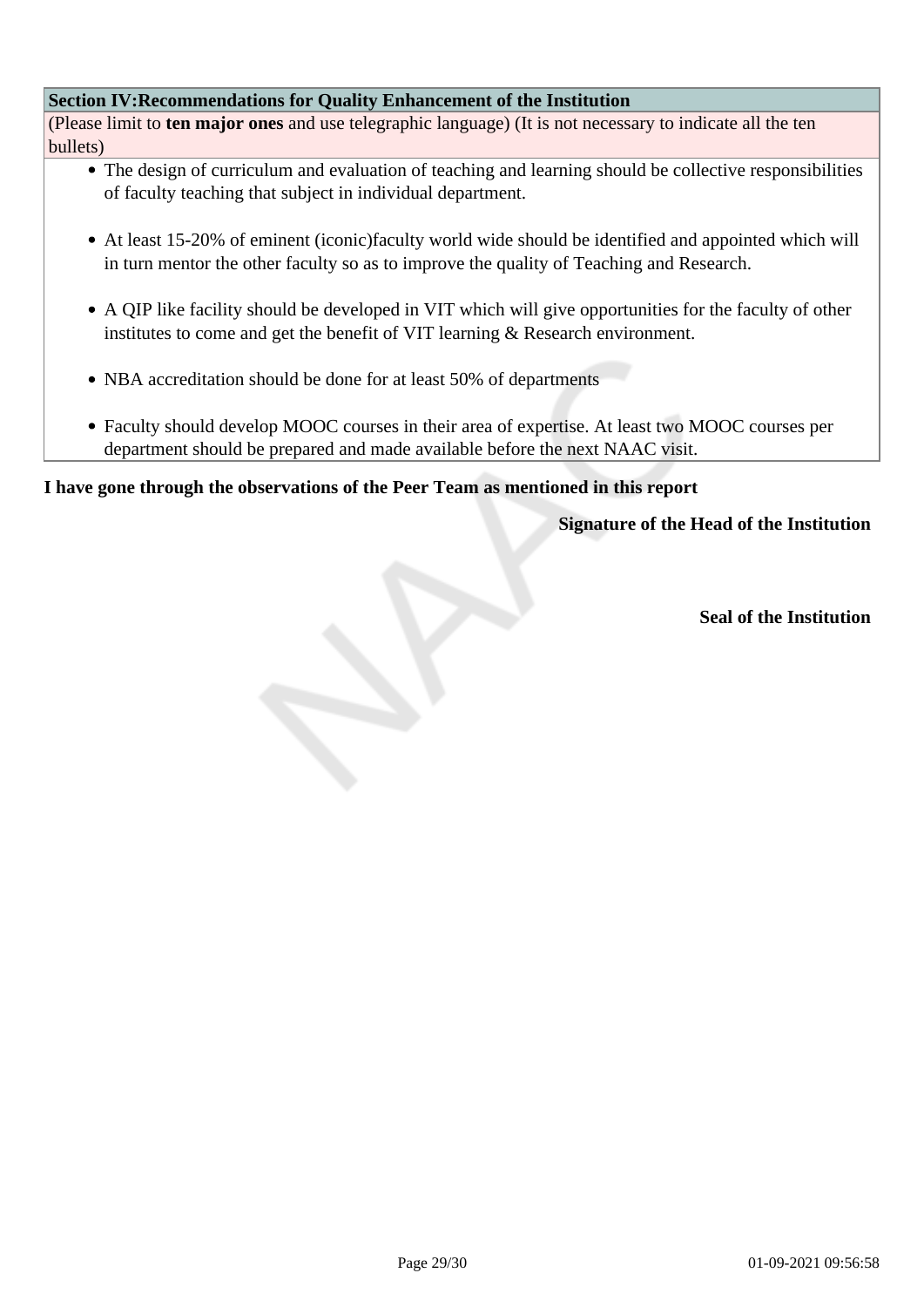| Section IV:Recommendations for Quality Enhancement of the Institution |
| --- |
| (Please limit to **ten major ones** and use telegraphic language) (It is not necessary to indicate all the ten bullets) |
| • The design of curriculum and evaluation of teaching and learning should be collective responsibilities of faculty teaching that subject in individual department.<br><br>• At least 15-20% of eminent (iconic)faculty world wide should be identified and appointed which will in turn mentor the other faculty so as to improve the quality of Teaching and Research.<br><br>• A QIP like facility should be developed in VIT which will give opportunities for the faculty of other institutes to come and get the benefit of VIT learning & Research environment.<br><br>• NBA accreditation should be done for at least 50% of departments<br><br>• Faculty should develop MOOC courses in their area of expertise. At least two MOOC courses per department should be prepared and made available before the next NAAC visit. |

**I have gone through the observations of the Peer Team as mentioned in this report**

**Signature of the Head of the Institution**

**Seal of the Institution**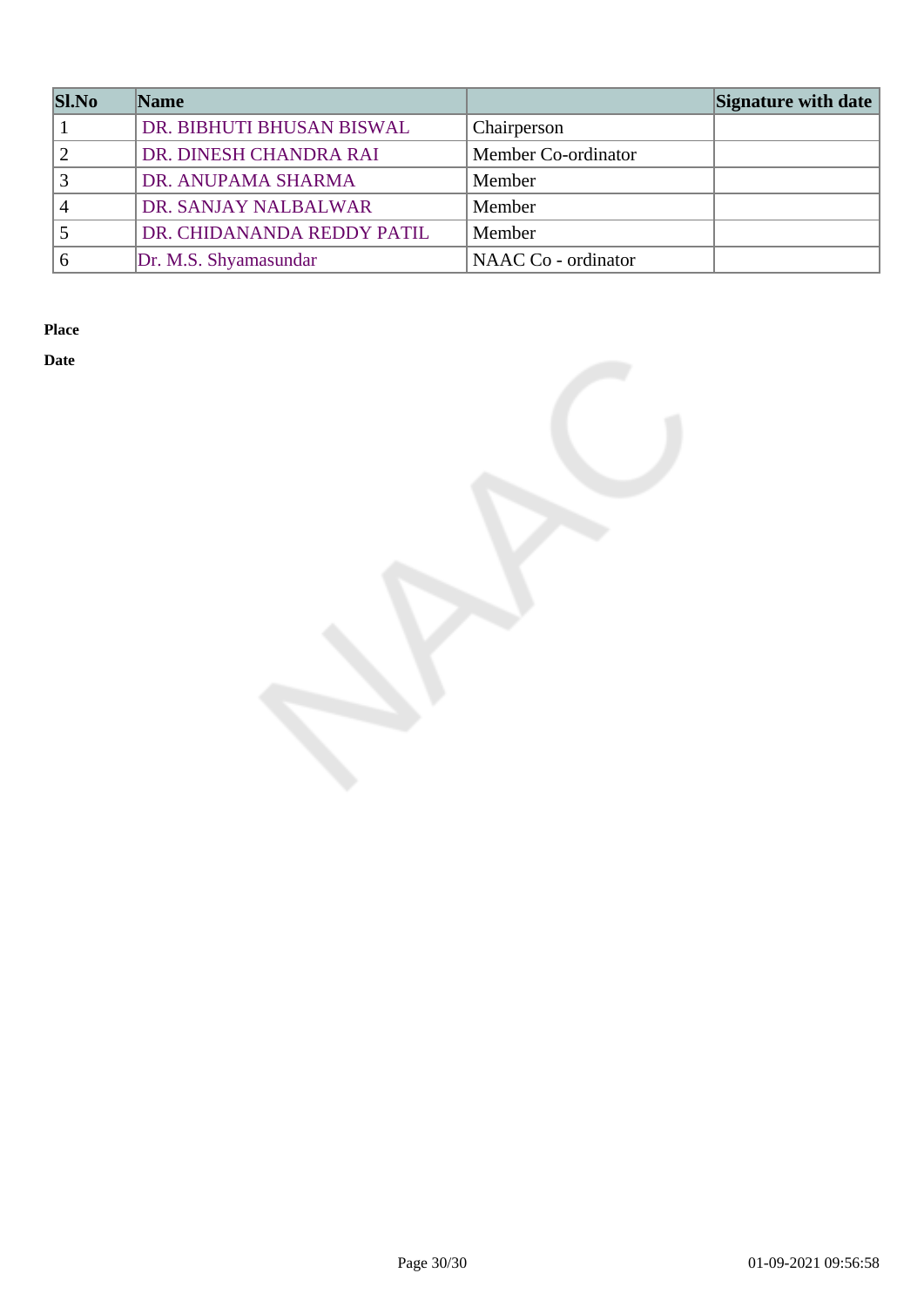| Sl.No | Name | | Signature with date |
|---|---|---|---|
| 1 | DR. BIBHUTI BHUSAN BISWAL | Chairperson | |
| 2 | DR. DINESH CHANDRA RAI | Member Co-ordinator | |
| 3 | DR. ANUPAMA SHARMA | Member | |
| 4 | DR. SANJAY NALBALWAR | Member | |
| 5 | DR. CHIDANANDA REDDY PATIL | Member | |
| 6 | Dr. M.S. Shyamasundar | NAAC Co - ordinator | |

**Place**

**Date**